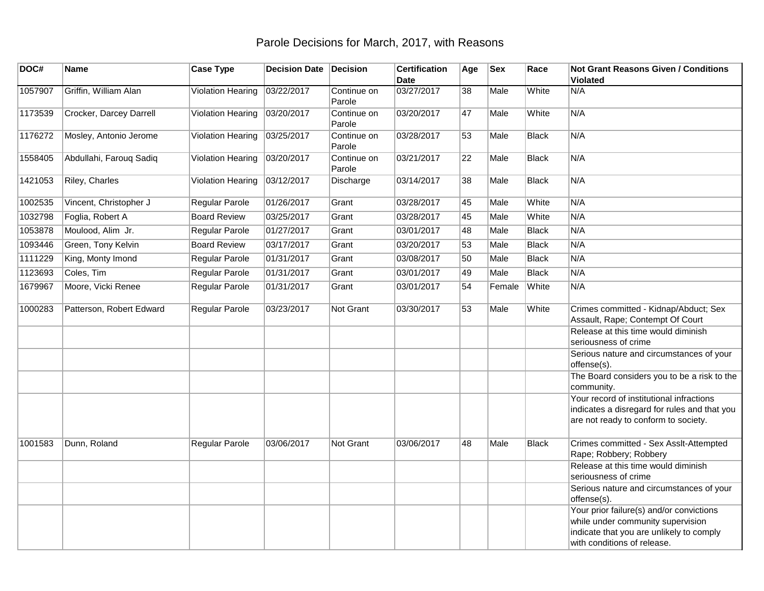# Parole Decisions for March, 2017, with Reasons

| DOC# | Name | Case Type | Decision Date | Decision | Certification Date | Age | Sex | Race | Not Grant Reasons Given / Conditions Violated |
|---|---|---|---|---|---|---|---|---|---|
| 1057907 | Griffin, William Alan | Violation Hearing | 03/22/2017 | Continue on Parole | 03/27/2017 | 38 | Male | White | N/A |
| 1173539 | Crocker, Darcey Darrell | Violation Hearing | 03/20/2017 | Continue on Parole | 03/20/2017 | 47 | Male | White | N/A |
| 1176272 | Mosley, Antonio Jerome | Violation Hearing | 03/25/2017 | Continue on Parole | 03/28/2017 | 53 | Male | Black | N/A |
| 1558405 | Abdullahi, Farouq Sadiq | Violation Hearing | 03/20/2017 | Continue on Parole | 03/21/2017 | 22 | Male | Black | N/A |
| 1421053 | Riley, Charles | Violation Hearing | 03/12/2017 | Discharge | 03/14/2017 | 38 | Male | Black | N/A |
| 1002535 | Vincent, Christopher J | Regular Parole | 01/26/2017 | Grant | 03/28/2017 | 45 | Male | White | N/A |
| 1032798 | Foglia, Robert A | Board Review | 03/25/2017 | Grant | 03/28/2017 | 45 | Male | White | N/A |
| 1053878 | Moulood, Alim Jr. | Regular Parole | 01/27/2017 | Grant | 03/01/2017 | 48 | Male | Black | N/A |
| 1093446 | Green, Tony Kelvin | Board Review | 03/17/2017 | Grant | 03/20/2017 | 53 | Male | Black | N/A |
| 1111229 | King, Monty Imond | Regular Parole | 01/31/2017 | Grant | 03/08/2017 | 50 | Male | Black | N/A |
| 1123693 | Coles, Tim | Regular Parole | 01/31/2017 | Grant | 03/01/2017 | 49 | Male | Black | N/A |
| 1679967 | Moore, Vicki Renee | Regular Parole | 01/31/2017 | Grant | 03/01/2017 | 54 | Female | White | N/A |
| 1000283 | Patterson, Robert Edward | Regular Parole | 03/23/2017 | Not Grant | 03/30/2017 | 53 | Male | White | Crimes committed - Kidnap/Abduct; Sex Assault, Rape; Contempt Of Court |
| | | | | | | | | | Release at this time would diminish seriousness of crime |
| | | | | | | | | | Serious nature and circumstances of your offense(s). |
| | | | | | | | | | The Board considers you to be a risk to the community. |
| | | | | | | | | | Your record of institutional infractions indicates a disregard for rules and that you are not ready to conform to society. |
| 1001583 | Dunn, Roland | Regular Parole | 03/06/2017 | Not Grant | 03/06/2017 | 48 | Male | Black | Crimes committed - Sex Asslt-Attempted Rape; Robbery; Robbery |
| | | | | | | | | | Release at this time would diminish seriousness of crime |
| | | | | | | | | | Serious nature and circumstances of your offense(s). |
| | | | | | | | | | Your prior failure(s) and/or convictions while under community supervision indicate that you are unlikely to comply with conditions of release. |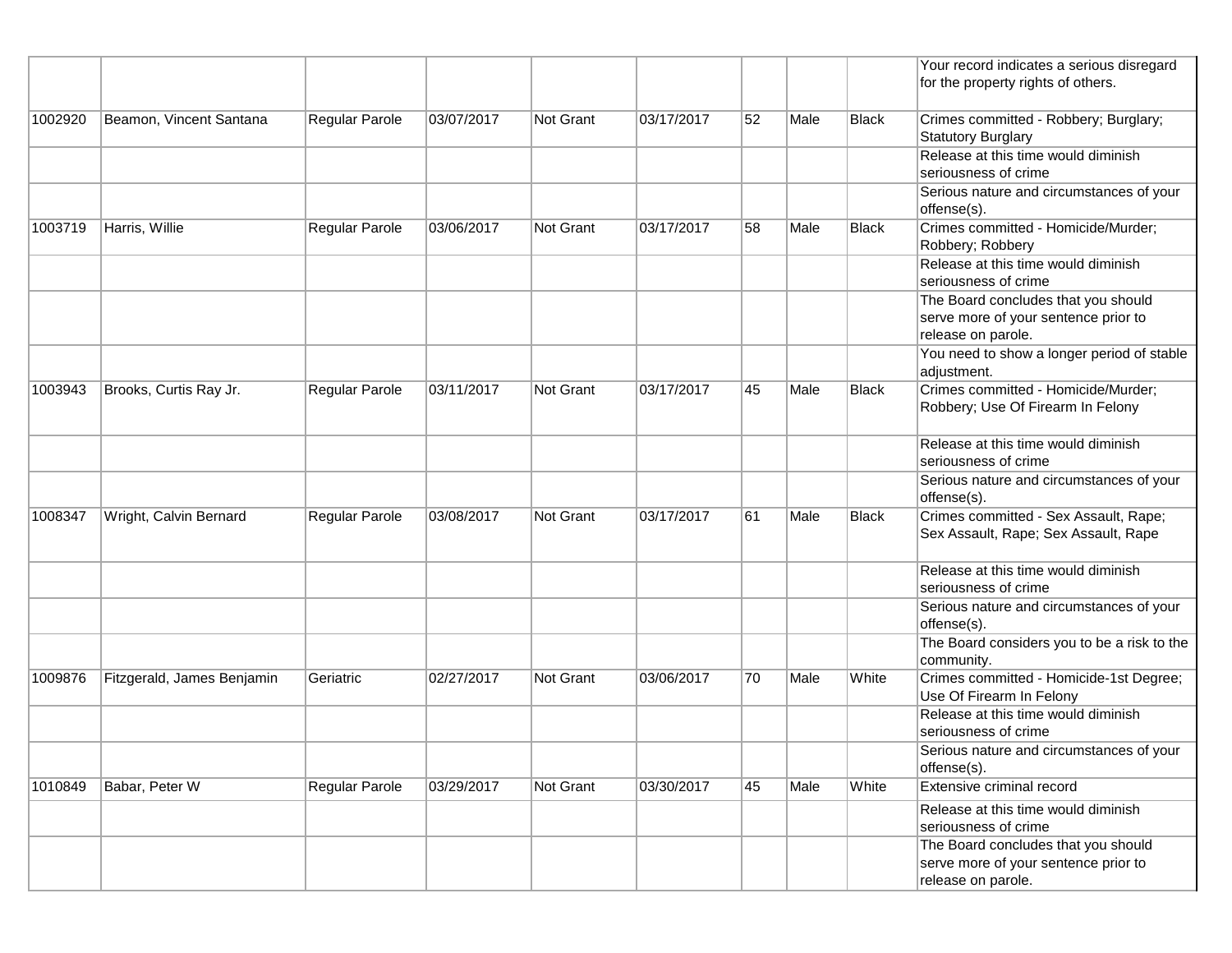|  |  |  |  |  |  |  |  |  | Your record indicates a serious disregard for the property rights of others. |
|---|---|---|---|---|---|---|---|---|---|
| 1002920 | Beamon, Vincent Santana | Regular Parole | 03/07/2017 | Not Grant | 03/17/2017 | 52 | Male | Black | Crimes committed - Robbery; Burglary; Statutory Burglary |
|  |  |  |  |  |  |  |  |  | Release at this time would diminish seriousness of crime |
|  |  |  |  |  |  |  |  |  | Serious nature and circumstances of your offense(s). |
| 1003719 | Harris, Willie | Regular Parole | 03/06/2017 | Not Grant | 03/17/2017 | 58 | Male | Black | Crimes committed - Homicide/Murder; Robbery; Robbery |
|  |  |  |  |  |  |  |  |  | Release at this time would diminish seriousness of crime |
|  |  |  |  |  |  |  |  |  | The Board concludes that you should serve more of your sentence prior to release on parole. |
|  |  |  |  |  |  |  |  |  | You need to show a longer period of stable adjustment. |
| 1003943 | Brooks, Curtis Ray Jr. | Regular Parole | 03/11/2017 | Not Grant | 03/17/2017 | 45 | Male | Black | Crimes committed - Homicide/Murder; Robbery; Use Of Firearm In Felony |
|  |  |  |  |  |  |  |  |  | Release at this time would diminish seriousness of crime |
|  |  |  |  |  |  |  |  |  | Serious nature and circumstances of your offense(s). |
| 1008347 | Wright, Calvin Bernard | Regular Parole | 03/08/2017 | Not Grant | 03/17/2017 | 61 | Male | Black | Crimes committed - Sex Assault, Rape; Sex Assault, Rape; Sex Assault, Rape |
|  |  |  |  |  |  |  |  |  | Release at this time would diminish seriousness of crime |
|  |  |  |  |  |  |  |  |  | Serious nature and circumstances of your offense(s). |
|  |  |  |  |  |  |  |  |  | The Board considers you to be a risk to the community. |
| 1009876 | Fitzgerald, James Benjamin | Geriatric | 02/27/2017 | Not Grant | 03/06/2017 | 70 | Male | White | Crimes committed - Homicide-1st Degree; Use Of Firearm In Felony |
|  |  |  |  |  |  |  |  |  | Release at this time would diminish seriousness of crime |
|  |  |  |  |  |  |  |  |  | Serious nature and circumstances of your offense(s). |
| 1010849 | Babar, Peter W | Regular Parole | 03/29/2017 | Not Grant | 03/30/2017 | 45 | Male | White | Extensive criminal record |
|  |  |  |  |  |  |  |  |  | Release at this time would diminish seriousness of crime |
|  |  |  |  |  |  |  |  |  | The Board concludes that you should serve more of your sentence prior to release on parole. |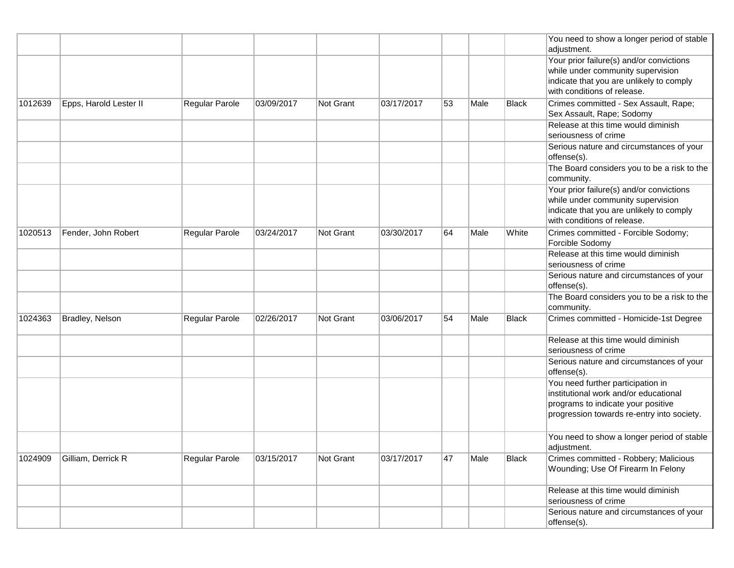| | | | | | | | | | |
|---|---|---|---|---|---|---|---|---|---|
| | | | | | | | | | You need to show a longer period of stable adjustment. |
| | | | | | | | | | Your prior failure(s) and/or convictions while under community supervision indicate that you are unlikely to comply with conditions of release. |
| 1012639 | Epps, Harold Lester II | Regular Parole | 03/09/2017 | Not Grant | 03/17/2017 | 53 | Male | Black | Crimes committed - Sex Assault, Rape; Sex Assault, Rape; Sodomy |
| | | | | | | | | | Release at this time would diminish seriousness of crime |
| | | | | | | | | | Serious nature and circumstances of your offense(s). |
| | | | | | | | | | The Board considers you to be a risk to the community. |
| | | | | | | | | | Your prior failure(s) and/or convictions while under community supervision indicate that you are unlikely to comply with conditions of release. |
| 1020513 | Fender, John Robert | Regular Parole | 03/24/2017 | Not Grant | 03/30/2017 | 64 | Male | White | Crimes committed - Forcible Sodomy; Forcible Sodomy |
| | | | | | | | | | Release at this time would diminish seriousness of crime |
| | | | | | | | | | Serious nature and circumstances of your offense(s). |
| | | | | | | | | | The Board considers you to be a risk to the community. |
| 1024363 | Bradley, Nelson | Regular Parole | 02/26/2017 | Not Grant | 03/06/2017 | 54 | Male | Black | Crimes committed - Homicide-1st Degree |
| | | | | | | | | | Release at this time would diminish seriousness of crime |
| | | | | | | | | | Serious nature and circumstances of your offense(s). |
| | | | | | | | | | You need further participation in institutional work and/or educational programs to indicate your positive progression towards re-entry into society. |
| | | | | | | | | | You need to show a longer period of stable adjustment. |
| 1024909 | Gilliam, Derrick R | Regular Parole | 03/15/2017 | Not Grant | 03/17/2017 | 47 | Male | Black | Crimes committed - Robbery; Malicious Wounding; Use Of Firearm In Felony |
| | | | | | | | | | Release at this time would diminish seriousness of crime |
| | | | | | | | | | Serious nature and circumstances of your offense(s). |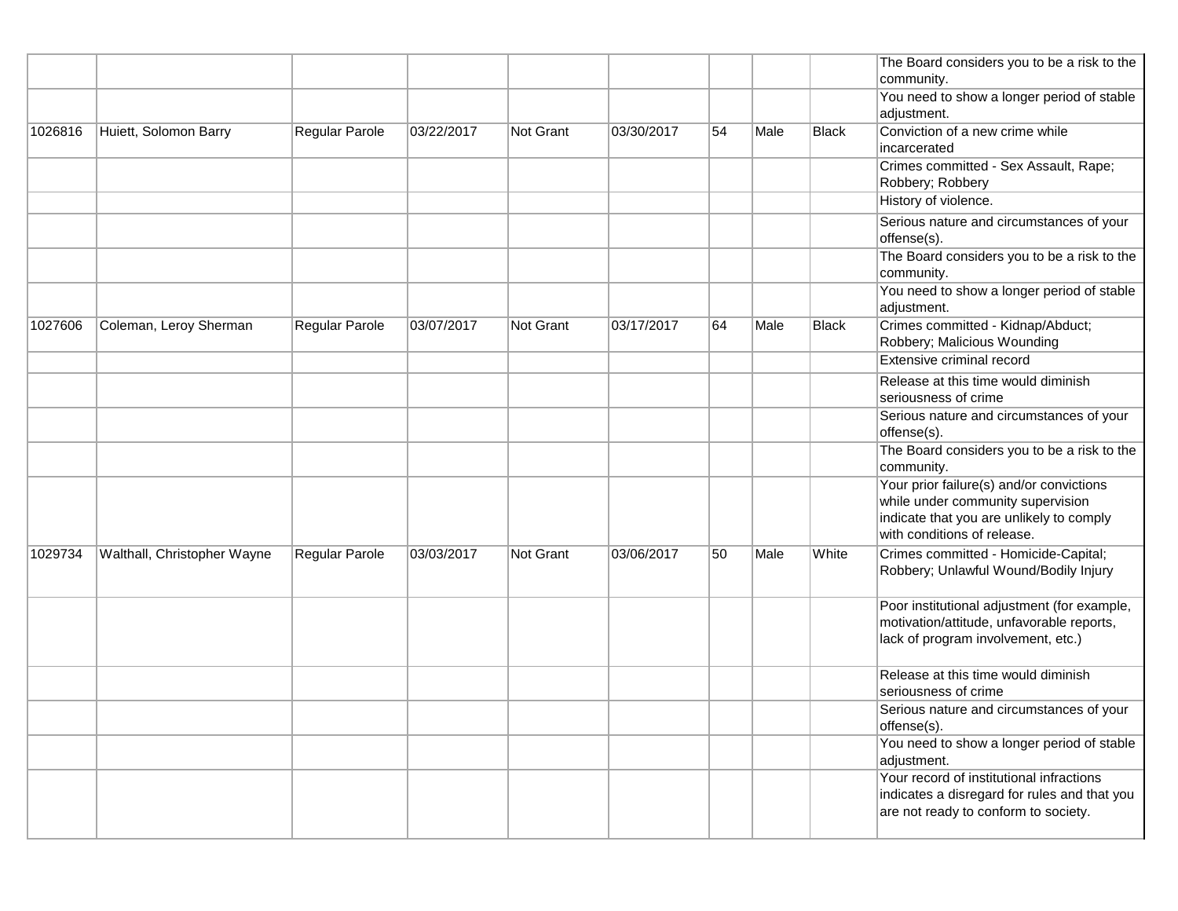| | | | | | | | | | |
|---|---|---|---|---|---|---|---|---|---|
| | | | | | | | | | The Board considers you to be a risk to the community. |
| | | | | | | | | | You need to show a longer period of stable adjustment. |
| 1026816 | Huiett, Solomon Barry | Regular Parole | 03/22/2017 | Not Grant | 03/30/2017 | 54 | Male | Black | Conviction of a new crime while incarcerated |
| | | | | | | | | | Crimes committed - Sex Assault, Rape; Robbery; Robbery |
| | | | | | | | | | History of violence. |
| | | | | | | | | | Serious nature and circumstances of your offense(s). |
| | | | | | | | | | The Board considers you to be a risk to the community. |
| | | | | | | | | | You need to show a longer period of stable adjustment. |
| 1027606 | Coleman, Leroy Sherman | Regular Parole | 03/07/2017 | Not Grant | 03/17/2017 | 64 | Male | Black | Crimes committed - Kidnap/Abduct; Robbery; Malicious Wounding |
| | | | | | | | | | Extensive criminal record |
| | | | | | | | | | Release at this time would diminish seriousness of crime |
| | | | | | | | | | Serious nature and circumstances of your offense(s). |
| | | | | | | | | | The Board considers you to be a risk to the community. |
| | | | | | | | | | Your prior failure(s) and/or convictions while under community supervision indicate that you are unlikely to comply with conditions of release. |
| 1029734 | Walthall, Christopher Wayne | Regular Parole | 03/03/2017 | Not Grant | 03/06/2017 | 50 | Male | White | Crimes committed - Homicide-Capital; Robbery; Unlawful Wound/Bodily Injury |
| | | | | | | | | | Poor institutional adjustment (for example, motivation/attitude, unfavorable reports, lack of program involvement, etc.) |
| | | | | | | | | | Release at this time would diminish seriousness of crime |
| | | | | | | | | | Serious nature and circumstances of your offense(s). |
| | | | | | | | | | You need to show a longer period of stable adjustment. |
| | | | | | | | | | Your record of institutional infractions indicates a disregard for rules and that you are not ready to conform to society. |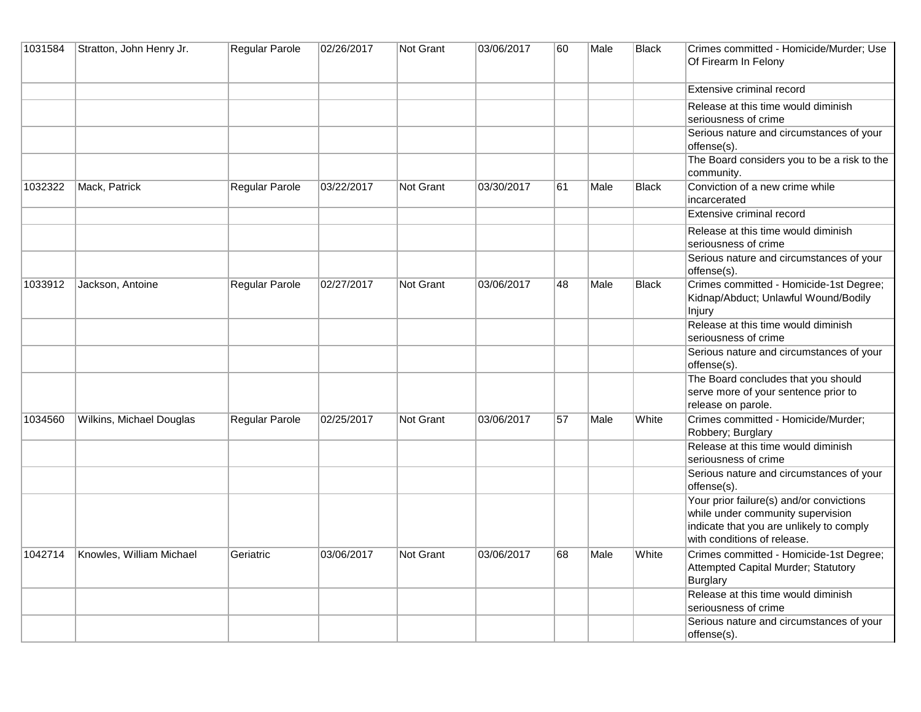| | | | | | | | | | |
|---|---|---|---|---|---|---|---|---|---|
| 1031584 | Stratton, John Henry Jr. | Regular Parole | 02/26/2017 | Not Grant | 03/06/2017 | 60 | Male | Black | Crimes committed - Homicide/Murder; Use Of Firearm In Felony |
| | | | | | | | | | Extensive criminal record |
| | | | | | | | | | Release at this time would diminish seriousness of crime |
| | | | | | | | | | Serious nature and circumstances of your offense(s). |
| | | | | | | | | | The Board considers you to be a risk to the community. |
| 1032322 | Mack, Patrick | Regular Parole | 03/22/2017 | Not Grant | 03/30/2017 | 61 | Male | Black | Conviction of a new crime while incarcerated |
| | | | | | | | | | Extensive criminal record |
| | | | | | | | | | Release at this time would diminish seriousness of crime |
| | | | | | | | | | Serious nature and circumstances of your offense(s). |
| 1033912 | Jackson, Antoine | Regular Parole | 02/27/2017 | Not Grant | 03/06/2017 | 48 | Male | Black | Crimes committed - Homicide-1st Degree; Kidnap/Abduct; Unlawful Wound/Bodily Injury |
| | | | | | | | | | Release at this time would diminish seriousness of crime |
| | | | | | | | | | Serious nature and circumstances of your offense(s). |
| | | | | | | | | | The Board concludes that you should serve more of your sentence prior to release on parole. |
| 1034560 | Wilkins, Michael Douglas | Regular Parole | 02/25/2017 | Not Grant | 03/06/2017 | 57 | Male | White | Crimes committed - Homicide/Murder; Robbery; Burglary |
| | | | | | | | | | Release at this time would diminish seriousness of crime |
| | | | | | | | | | Serious nature and circumstances of your offense(s). |
| | | | | | | | | | Your prior failure(s) and/or convictions while under community supervision indicate that you are unlikely to comply with conditions of release. |
| 1042714 | Knowles, William Michael | Geriatric | 03/06/2017 | Not Grant | 03/06/2017 | 68 | Male | White | Crimes committed - Homicide-1st Degree; Attempted Capital Murder; Statutory Burglary |
| | | | | | | | | | Release at this time would diminish seriousness of crime |
| | | | | | | | | | Serious nature and circumstances of your offense(s). |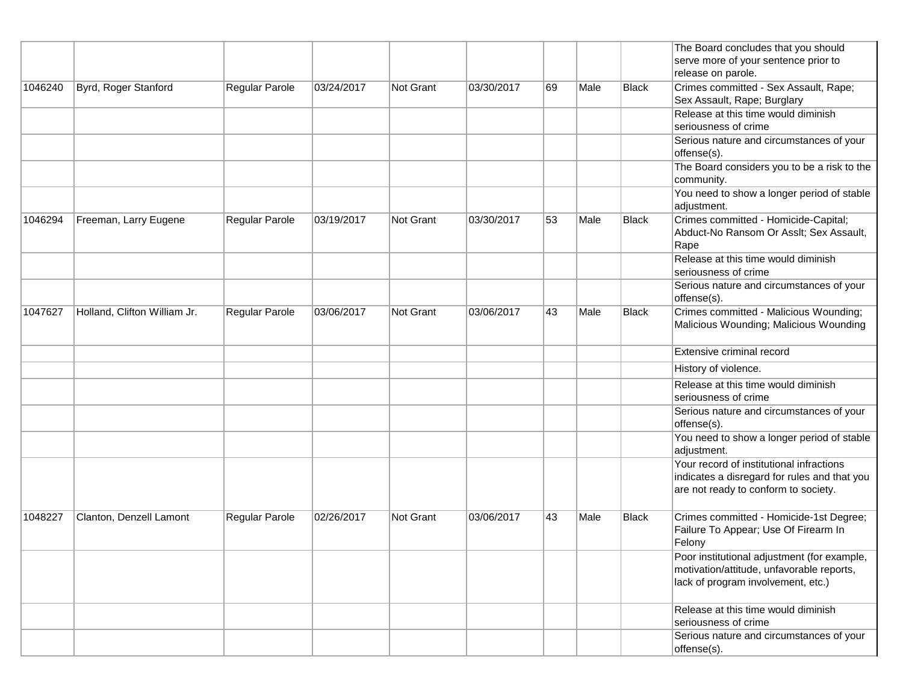| | | | | | | | | | |
|---|---|---|---|---|---|---|---|---|---|
| | | | | | | | | | The Board concludes that you should serve more of your sentence prior to release on parole. |
| 1046240 | Byrd, Roger Stanford | Regular Parole | 03/24/2017 | Not Grant | 03/30/2017 | 69 | Male | Black | Crimes committed - Sex Assault, Rape; Sex Assault, Rape; Burglary |
| | | | | | | | | | Release at this time would diminish seriousness of crime |
| | | | | | | | | | Serious nature and circumstances of your offense(s). |
| | | | | | | | | | The Board considers you to be a risk to the community. |
| | | | | | | | | | You need to show a longer period of stable adjustment. |
| 1046294 | Freeman, Larry Eugene | Regular Parole | 03/19/2017 | Not Grant | 03/30/2017 | 53 | Male | Black | Crimes committed - Homicide-Capital; Abduct-No Ransom Or Asslt; Sex Assault, Rape |
| | | | | | | | | | Release at this time would diminish seriousness of crime |
| | | | | | | | | | Serious nature and circumstances of your offense(s). |
| 1047627 | Holland, Clifton William Jr. | Regular Parole | 03/06/2017 | Not Grant | 03/06/2017 | 43 | Male | Black | Crimes committed - Malicious Wounding; Malicious Wounding; Malicious Wounding |
| | | | | | | | | | Extensive criminal record |
| | | | | | | | | | History of violence. |
| | | | | | | | | | Release at this time would diminish seriousness of crime |
| | | | | | | | | | Serious nature and circumstances of your offense(s). |
| | | | | | | | | | You need to show a longer period of stable adjustment. |
| | | | | | | | | | Your record of institutional infractions indicates a disregard for rules and that you are not ready to conform to society. |
| 1048227 | Clanton, Denzell Lamont | Regular Parole | 02/26/2017 | Not Grant | 03/06/2017 | 43 | Male | Black | Crimes committed - Homicide-1st Degree; Failure To Appear; Use Of Firearm In Felony |
| | | | | | | | | | Poor institutional adjustment (for example, motivation/attitude, unfavorable reports, lack of program involvement, etc.) |
| | | | | | | | | | Release at this time would diminish seriousness of crime |
| | | | | | | | | | Serious nature and circumstances of your offense(s). |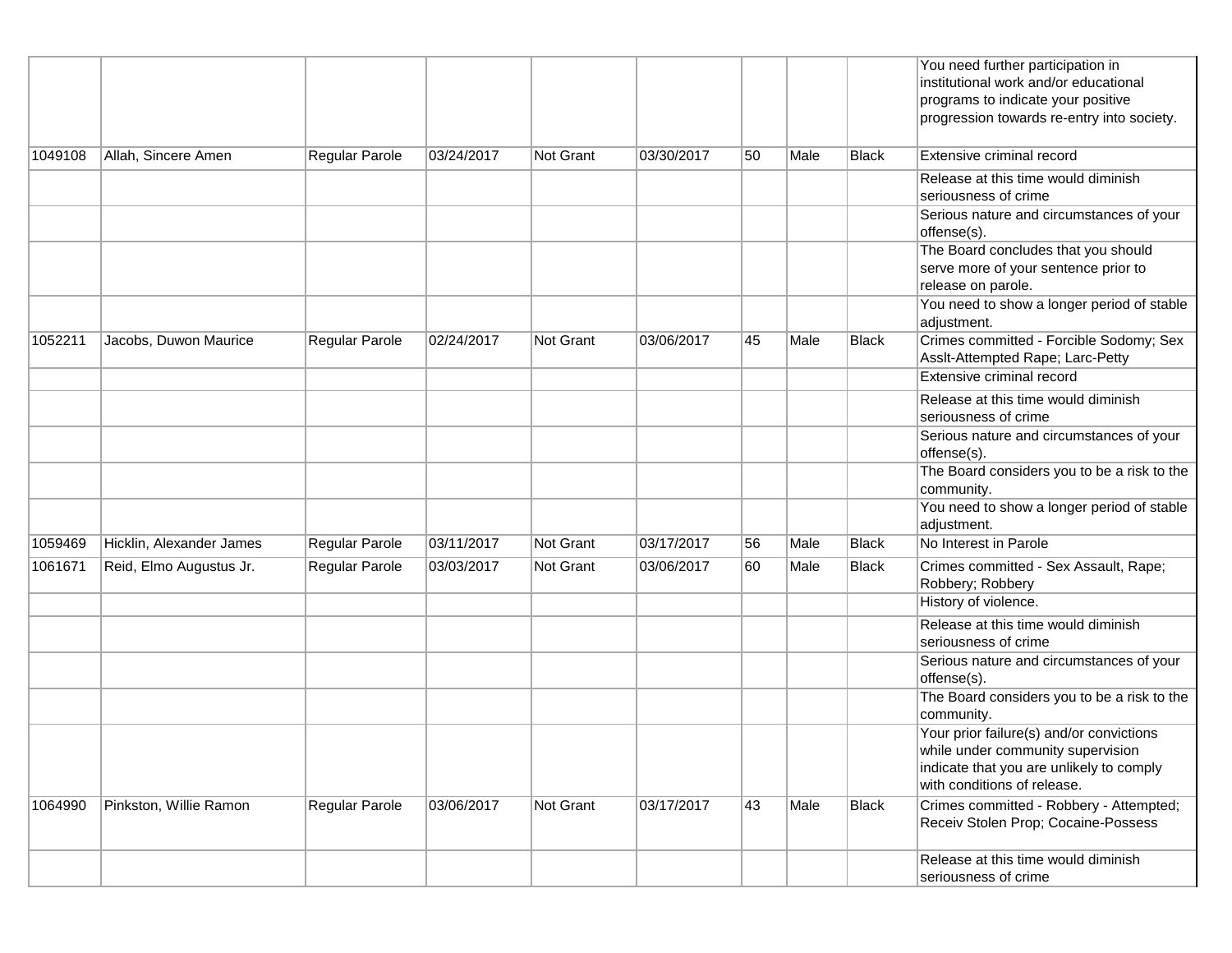| | | | | | | | | | |
|---|---|---|---|---|---|---|---|---|---|
| | | | | | | | | | You need further participation in institutional work and/or educational programs to indicate your positive progression towards re-entry into society. |
| 1049108 | Allah, Sincere Amen | Regular Parole | 03/24/2017 | Not Grant | 03/30/2017 | 50 | Male | Black | Extensive criminal record |
| | | | | | | | | | Release at this time would diminish seriousness of crime |
| | | | | | | | | | Serious nature and circumstances of your offense(s). |
| | | | | | | | | | The Board concludes that you should serve more of your sentence prior to release on parole. |
| | | | | | | | | | You need to show a longer period of stable adjustment. |
| 1052211 | Jacobs, Duwon Maurice | Regular Parole | 02/24/2017 | Not Grant | 03/06/2017 | 45 | Male | Black | Crimes committed - Forcible Sodomy; Sex Asslt-Attempted Rape; Larc-Petty |
| | | | | | | | | | Extensive criminal record |
| | | | | | | | | | Release at this time would diminish seriousness of crime |
| | | | | | | | | | Serious nature and circumstances of your offense(s). |
| | | | | | | | | | The Board considers you to be a risk to the community. |
| | | | | | | | | | You need to show a longer period of stable adjustment. |
| 1059469 | Hicklin, Alexander James | Regular Parole | 03/11/2017 | Not Grant | 03/17/2017 | 56 | Male | Black | No Interest in Parole |
| 1061671 | Reid, Elmo Augustus Jr. | Regular Parole | 03/03/2017 | Not Grant | 03/06/2017 | 60 | Male | Black | Crimes committed - Sex Assault, Rape; Robbery; Robbery |
| | | | | | | | | | History of violence. |
| | | | | | | | | | Release at this time would diminish seriousness of crime |
| | | | | | | | | | Serious nature and circumstances of your offense(s). |
| | | | | | | | | | The Board considers you to be a risk to the community. |
| | | | | | | | | | Your prior failure(s) and/or convictions while under community supervision indicate that you are unlikely to comply with conditions of release. |
| 1064990 | Pinkston, Willie Ramon | Regular Parole | 03/06/2017 | Not Grant | 03/17/2017 | 43 | Male | Black | Crimes committed - Robbery - Attempted; Receiv Stolen Prop; Cocaine-Possess |
| | | | | | | | | | Release at this time would diminish seriousness of crime |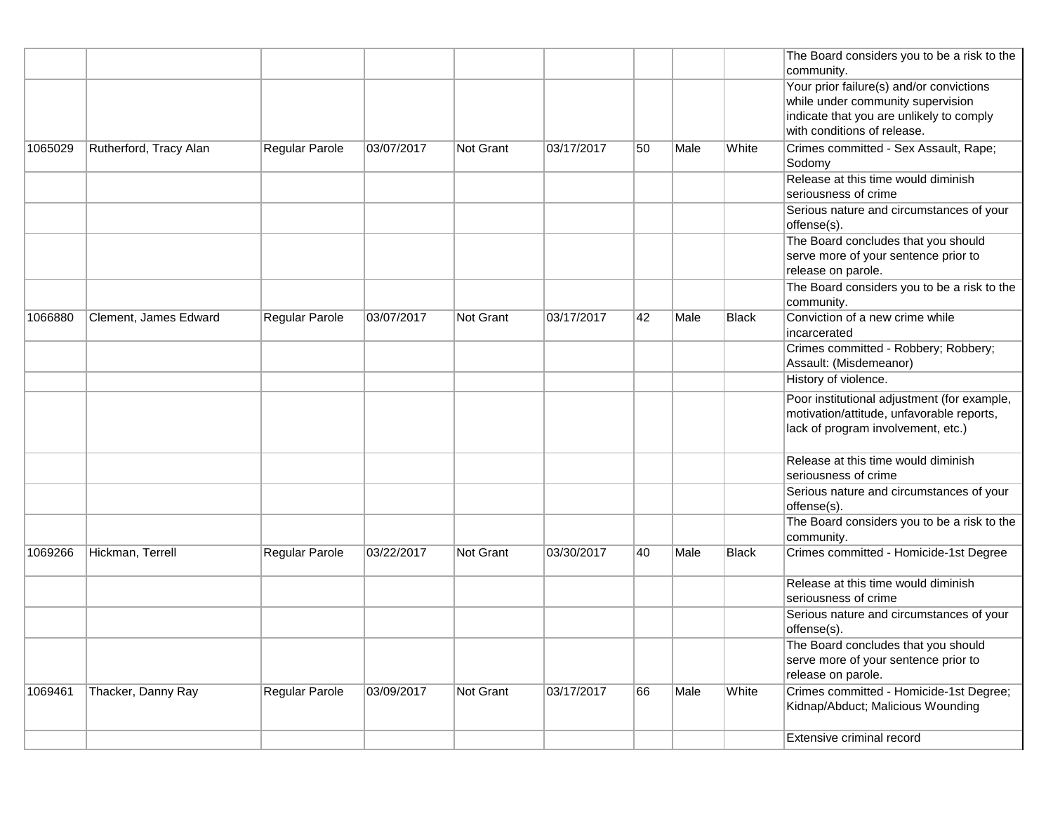| | | | | | | | | | |
|---|---|---|---|---|---|---|---|---|---|
| | | | | | | | | | The Board considers you to be a risk to the community. |
| | | | | | | | | | Your prior failure(s) and/or convictions while under community supervision indicate that you are unlikely to comply with conditions of release. |
| 1065029 | Rutherford, Tracy Alan | Regular Parole | 03/07/2017 | Not Grant | 03/17/2017 | 50 | Male | White | Crimes committed - Sex Assault, Rape; Sodomy |
| | | | | | | | | | Release at this time would diminish seriousness of crime |
| | | | | | | | | | Serious nature and circumstances of your offense(s). |
| | | | | | | | | | The Board concludes that you should serve more of your sentence prior to release on parole. |
| | | | | | | | | | The Board considers you to be a risk to the community. |
| 1066880 | Clement, James Edward | Regular Parole | 03/07/2017 | Not Grant | 03/17/2017 | 42 | Male | Black | Conviction of a new crime while incarcerated |
| | | | | | | | | | Crimes committed - Robbery; Robbery; Assault: (Misdemeanor) |
| | | | | | | | | | History of violence. |
| | | | | | | | | | Poor institutional adjustment (for example, motivation/attitude, unfavorable reports, lack of program involvement, etc.) |
| | | | | | | | | | Release at this time would diminish seriousness of crime |
| | | | | | | | | | Serious nature and circumstances of your offense(s). |
| | | | | | | | | | The Board considers you to be a risk to the community. |
| 1069266 | Hickman, Terrell | Regular Parole | 03/22/2017 | Not Grant | 03/30/2017 | 40 | Male | Black | Crimes committed - Homicide-1st Degree |
| | | | | | | | | | Release at this time would diminish seriousness of crime |
| | | | | | | | | | Serious nature and circumstances of your offense(s). |
| | | | | | | | | | The Board concludes that you should serve more of your sentence prior to release on parole. |
| 1069461 | Thacker, Danny Ray | Regular Parole | 03/09/2017 | Not Grant | 03/17/2017 | 66 | Male | White | Crimes committed - Homicide-1st Degree; Kidnap/Abduct; Malicious Wounding |
| | | | | | | | | | Extensive criminal record |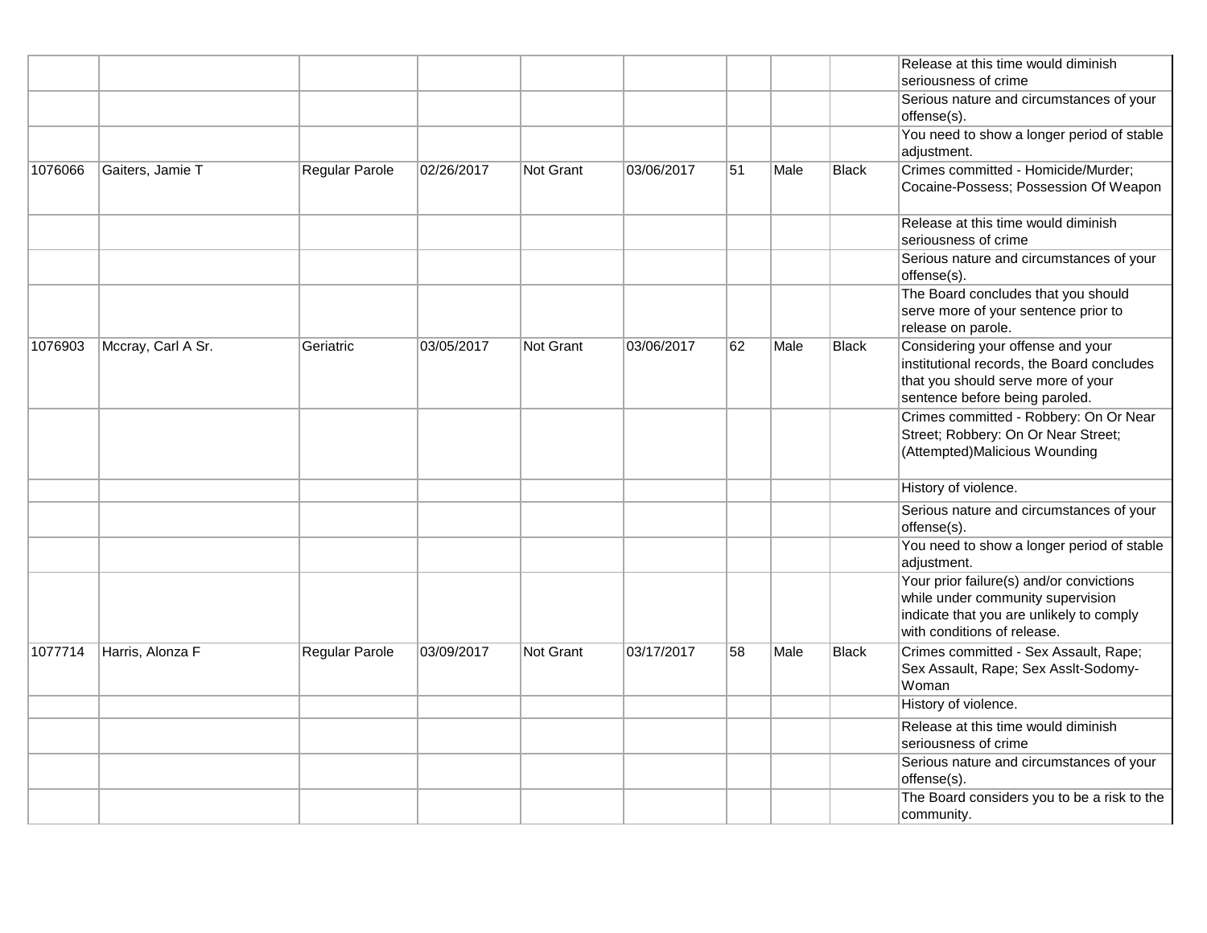| | | | | | | | | | |
|---|---|---|---|---|---|---|---|---|---|
| | | | | | | | | | Release at this time would diminish seriousness of crime |
| | | | | | | | | | Serious nature and circumstances of your offense(s). |
| | | | | | | | | | You need to show a longer period of stable adjustment. |
| 1076066 | Gaiters, Jamie T | Regular Parole | 02/26/2017 | Not Grant | 03/06/2017 | 51 | Male | Black | Crimes committed - Homicide/Murder; Cocaine-Possess; Possession Of Weapon |
| | | | | | | | | | Release at this time would diminish seriousness of crime |
| | | | | | | | | | Serious nature and circumstances of your offense(s). |
| | | | | | | | | | The Board concludes that you should serve more of your sentence prior to release on parole. |
| 1076903 | Mccray, Carl A Sr. | Geriatric | 03/05/2017 | Not Grant | 03/06/2017 | 62 | Male | Black | Considering your offense and your institutional records, the Board concludes that you should serve more of your sentence before being paroled. |
| | | | | | | | | | Crimes committed - Robbery: On Or Near Street; Robbery: On Or Near Street; (Attempted)Malicious Wounding |
| | | | | | | | | | History of violence. |
| | | | | | | | | | Serious nature and circumstances of your offense(s). |
| | | | | | | | | | You need to show a longer period of stable adjustment. |
| | | | | | | | | | Your prior failure(s) and/or convictions while under community supervision indicate that you are unlikely to comply with conditions of release. |
| 1077714 | Harris, Alonza F | Regular Parole | 03/09/2017 | Not Grant | 03/17/2017 | 58 | Male | Black | Crimes committed - Sex Assault, Rape; Sex Assault, Rape; Sex Asslt-Sodomy-Woman |
| | | | | | | | | | History of violence. |
| | | | | | | | | | Release at this time would diminish seriousness of crime |
| | | | | | | | | | Serious nature and circumstances of your offense(s). |
| | | | | | | | | | The Board considers you to be a risk to the community. |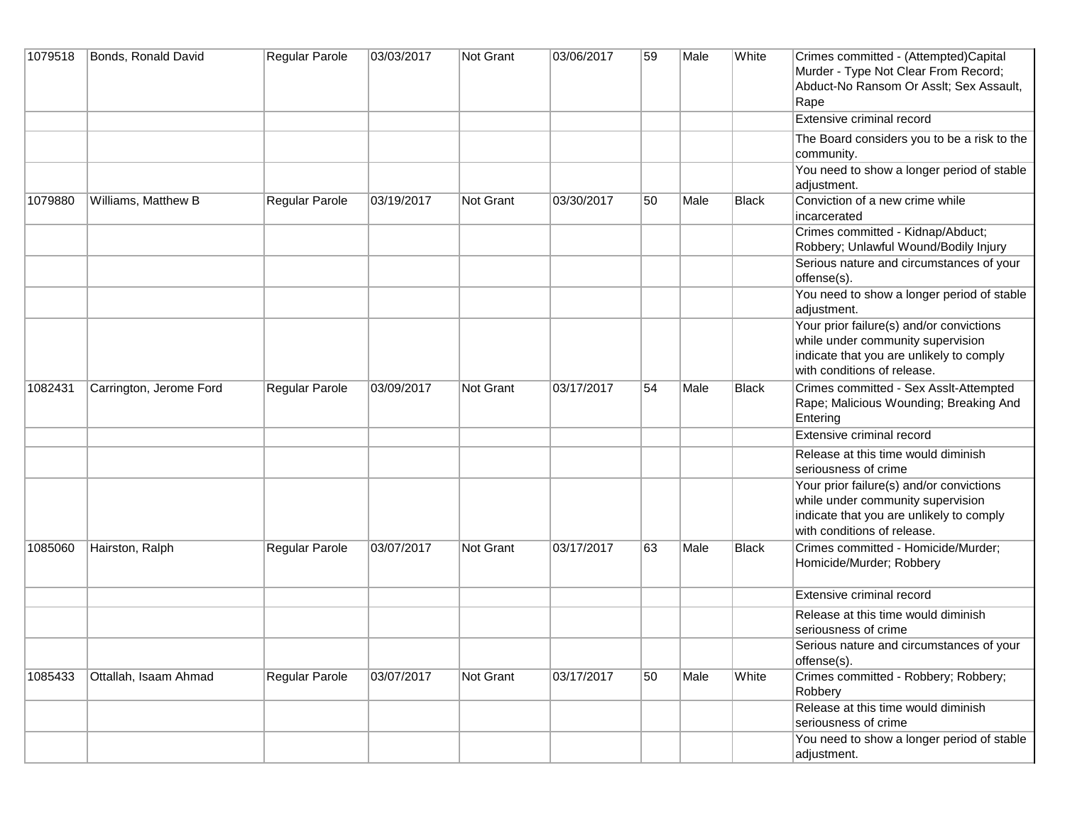| | | | | | | | | | |
|---|---|---|---|---|---|---|---|---|---|
| 1079518 | Bonds, Ronald David | Regular Parole | 03/03/2017 | Not Grant | 03/06/2017 | 59 | Male | White | Crimes committed - (Attempted)Capital Murder - Type Not Clear From Record; Abduct-No Ransom Or Asslt; Sex Assault, Rape |
| | | | | | | | | | Extensive criminal record |
| | | | | | | | | | The Board considers you to be a risk to the community. |
| | | | | | | | | | You need to show a longer period of stable adjustment. |
| 1079880 | Williams, Matthew B | Regular Parole | 03/19/2017 | Not Grant | 03/30/2017 | 50 | Male | Black | Conviction of a new crime while incarcerated |
| | | | | | | | | | Crimes committed - Kidnap/Abduct; Robbery; Unlawful Wound/Bodily Injury |
| | | | | | | | | | Serious nature and circumstances of your offense(s). |
| | | | | | | | | | You need to show a longer period of stable adjustment. |
| | | | | | | | | | Your prior failure(s) and/or convictions while under community supervision indicate that you are unlikely to comply with conditions of release. |
| 1082431 | Carrington, Jerome Ford | Regular Parole | 03/09/2017 | Not Grant | 03/17/2017 | 54 | Male | Black | Crimes committed - Sex Asslt-Attempted Rape; Malicious Wounding; Breaking And Entering |
| | | | | | | | | | Extensive criminal record |
| | | | | | | | | | Release at this time would diminish seriousness of crime |
| | | | | | | | | | Your prior failure(s) and/or convictions while under community supervision indicate that you are unlikely to comply with conditions of release. |
| 1085060 | Hairston, Ralph | Regular Parole | 03/07/2017 | Not Grant | 03/17/2017 | 63 | Male | Black | Crimes committed - Homicide/Murder; Homicide/Murder; Robbery |
| | | | | | | | | | Extensive criminal record |
| | | | | | | | | | Release at this time would diminish seriousness of crime |
| | | | | | | | | | Serious nature and circumstances of your offense(s). |
| 1085433 | Ottallah, Isaam Ahmad | Regular Parole | 03/07/2017 | Not Grant | 03/17/2017 | 50 | Male | White | Crimes committed - Robbery; Robbery; Robbery |
| | | | | | | | | | Release at this time would diminish seriousness of crime |
| | | | | | | | | | You need to show a longer period of stable adjustment. |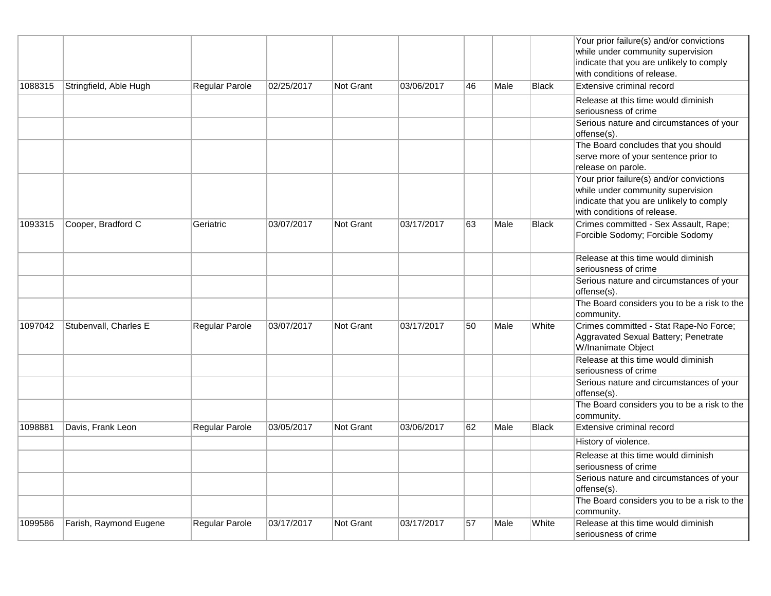| | | | | | | | | | |
|---|---|---|---|---|---|---|---|---|---|
| | | | | | | | | | Your prior failure(s) and/or convictions while under community supervision indicate that you are unlikely to comply with conditions of release. |
| 1088315 | Stringfield, Able Hugh | Regular Parole | 02/25/2017 | Not Grant | 03/06/2017 | 46 | Male | Black | Extensive criminal record |
| | | | | | | | | | Release at this time would diminish seriousness of crime |
| | | | | | | | | | Serious nature and circumstances of your offense(s). |
| | | | | | | | | | The Board concludes that you should serve more of your sentence prior to release on parole. |
| | | | | | | | | | Your prior failure(s) and/or convictions while under community supervision indicate that you are unlikely to comply with conditions of release. |
| 1093315 | Cooper, Bradford C | Geriatric | 03/07/2017 | Not Grant | 03/17/2017 | 63 | Male | Black | Crimes committed - Sex Assault, Rape; Forcible Sodomy; Forcible Sodomy |
| | | | | | | | | | Release at this time would diminish seriousness of crime |
| | | | | | | | | | Serious nature and circumstances of your offense(s). |
| | | | | | | | | | The Board considers you to be a risk to the community. |
| 1097042 | Stubenvall, Charles E | Regular Parole | 03/07/2017 | Not Grant | 03/17/2017 | 50 | Male | White | Crimes committed - Stat Rape-No Force; Aggravated Sexual Battery; Penetrate W/Inanimate Object |
| | | | | | | | | | Release at this time would diminish seriousness of crime |
| | | | | | | | | | Serious nature and circumstances of your offense(s). |
| | | | | | | | | | The Board considers you to be a risk to the community. |
| 1098881 | Davis, Frank Leon | Regular Parole | 03/05/2017 | Not Grant | 03/06/2017 | 62 | Male | Black | Extensive criminal record |
| | | | | | | | | | History of violence. |
| | | | | | | | | | Release at this time would diminish seriousness of crime |
| | | | | | | | | | Serious nature and circumstances of your offense(s). |
| | | | | | | | | | The Board considers you to be a risk to the community. |
| 1099586 | Farish, Raymond Eugene | Regular Parole | 03/17/2017 | Not Grant | 03/17/2017 | 57 | Male | White | Release at this time would diminish seriousness of crime |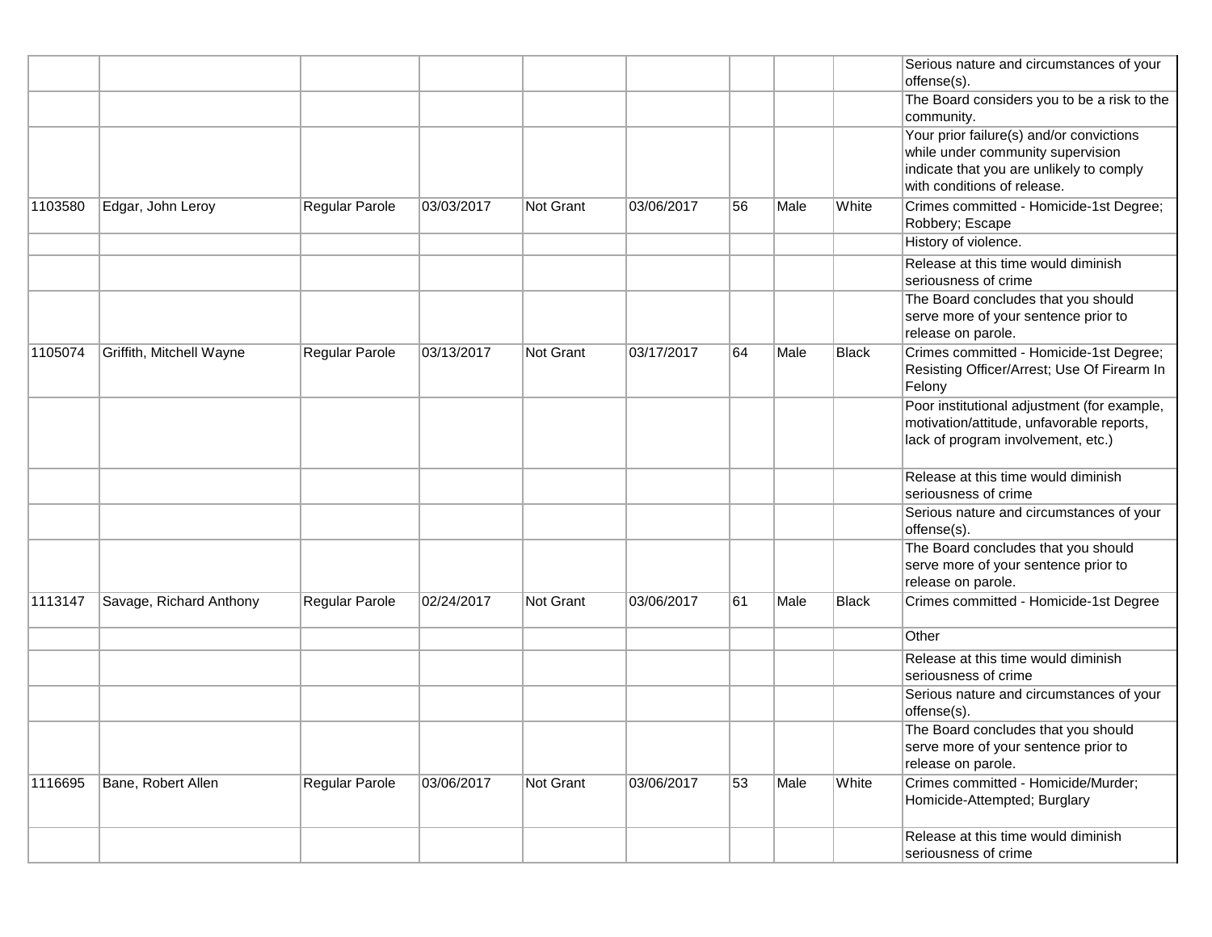| | | | | | | | | | |
|---|---|---|---|---|---|---|---|---|---|
| | | | | | | | | | Serious nature and circumstances of your offense(s). |
| | | | | | | | | | The Board considers you to be a risk to the community. |
| | | | | | | | | | Your prior failure(s) and/or convictions while under community supervision indicate that you are unlikely to comply with conditions of release. |
| 1103580 | Edgar, John Leroy | Regular Parole | 03/03/2017 | Not Grant | 03/06/2017 | 56 | Male | White | Crimes committed - Homicide-1st Degree; Robbery; Escape |
| | | | | | | | | | History of violence. |
| | | | | | | | | | Release at this time would diminish seriousness of crime |
| | | | | | | | | | The Board concludes that you should serve more of your sentence prior to release on parole. |
| 1105074 | Griffith, Mitchell Wayne | Regular Parole | 03/13/2017 | Not Grant | 03/17/2017 | 64 | Male | Black | Crimes committed - Homicide-1st Degree; Resisting Officer/Arrest; Use Of Firearm In Felony |
| | | | | | | | | | Poor institutional adjustment (for example, motivation/attitude, unfavorable reports, lack of program involvement, etc.) |
| | | | | | | | | | Release at this time would diminish seriousness of crime |
| | | | | | | | | | Serious nature and circumstances of your offense(s). |
| | | | | | | | | | The Board concludes that you should serve more of your sentence prior to release on parole. |
| 1113147 | Savage, Richard Anthony | Regular Parole | 02/24/2017 | Not Grant | 03/06/2017 | 61 | Male | Black | Crimes committed - Homicide-1st Degree |
| | | | | | | | | | Other |
| | | | | | | | | | Release at this time would diminish seriousness of crime |
| | | | | | | | | | Serious nature and circumstances of your offense(s). |
| | | | | | | | | | The Board concludes that you should serve more of your sentence prior to release on parole. |
| 1116695 | Bane, Robert Allen | Regular Parole | 03/06/2017 | Not Grant | 03/06/2017 | 53 | Male | White | Crimes committed - Homicide/Murder; Homicide-Attempted; Burglary |
| | | | | | | | | | Release at this time would diminish seriousness of crime |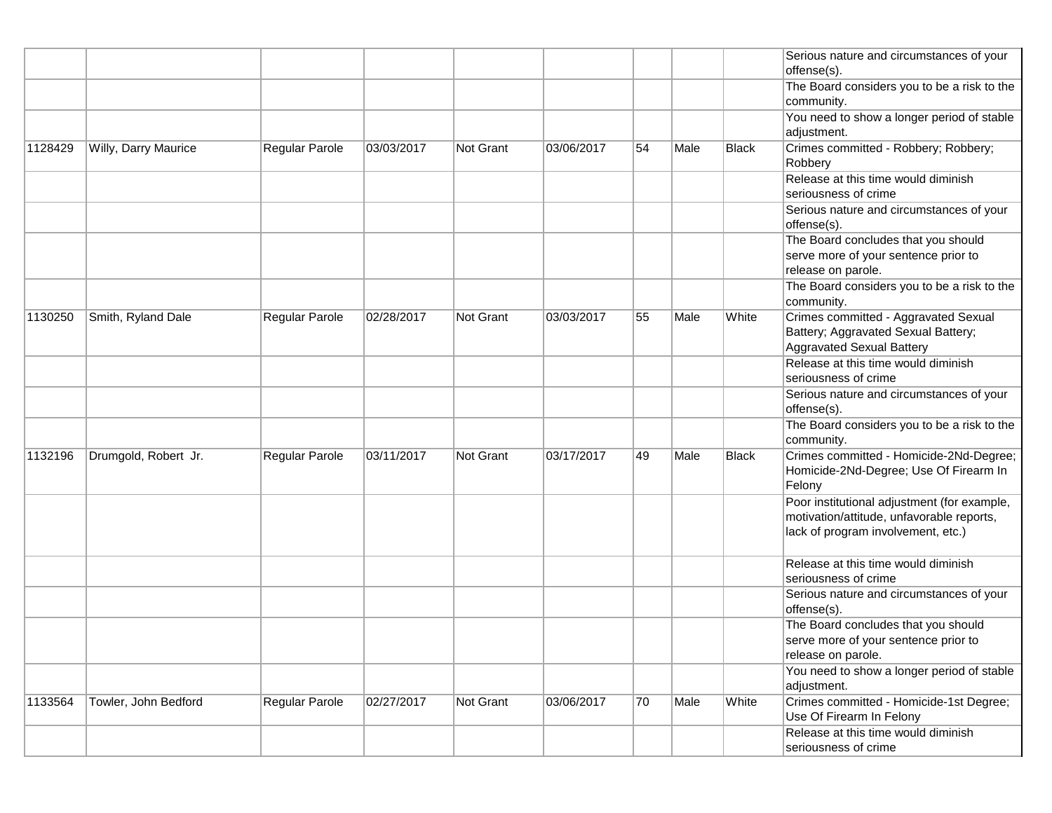| | | | | | | | | | |
|---|---|---|---|---|---|---|---|---|---|
| | | | | | | | | | Serious nature and circumstances of your offense(s). |
| | | | | | | | | | The Board considers you to be a risk to the community. |
| | | | | | | | | | You need to show a longer period of stable adjustment. |
| 1128429 | Willy, Darry Maurice | Regular Parole | 03/03/2017 | Not Grant | 03/06/2017 | 54 | Male | Black | Crimes committed - Robbery; Robbery; Robbery |
| | | | | | | | | | Release at this time would diminish seriousness of crime |
| | | | | | | | | | Serious nature and circumstances of your offense(s). |
| | | | | | | | | | The Board concludes that you should serve more of your sentence prior to release on parole. |
| | | | | | | | | | The Board considers you to be a risk to the community. |
| 1130250 | Smith, Ryland Dale | Regular Parole | 02/28/2017 | Not Grant | 03/03/2017 | 55 | Male | White | Crimes committed - Aggravated Sexual Battery; Aggravated Sexual Battery; Aggravated Sexual Battery |
| | | | | | | | | | Release at this time would diminish seriousness of crime |
| | | | | | | | | | Serious nature and circumstances of your offense(s). |
| | | | | | | | | | The Board considers you to be a risk to the community. |
| 1132196 | Drumgold, Robert Jr. | Regular Parole | 03/11/2017 | Not Grant | 03/17/2017 | 49 | Male | Black | Crimes committed - Homicide-2Nd-Degree; Homicide-2Nd-Degree; Use Of Firearm In Felony |
| | | | | | | | | | Poor institutional adjustment (for example, motivation/attitude, unfavorable reports, lack of program involvement, etc.) |
| | | | | | | | | | Release at this time would diminish seriousness of crime |
| | | | | | | | | | Serious nature and circumstances of your offense(s). |
| | | | | | | | | | The Board concludes that you should serve more of your sentence prior to release on parole. |
| | | | | | | | | | You need to show a longer period of stable adjustment. |
| 1133564 | Towler, John Bedford | Regular Parole | 02/27/2017 | Not Grant | 03/06/2017 | 70 | Male | White | Crimes committed - Homicide-1st Degree; Use Of Firearm In Felony |
| | | | | | | | | | Release at this time would diminish seriousness of crime |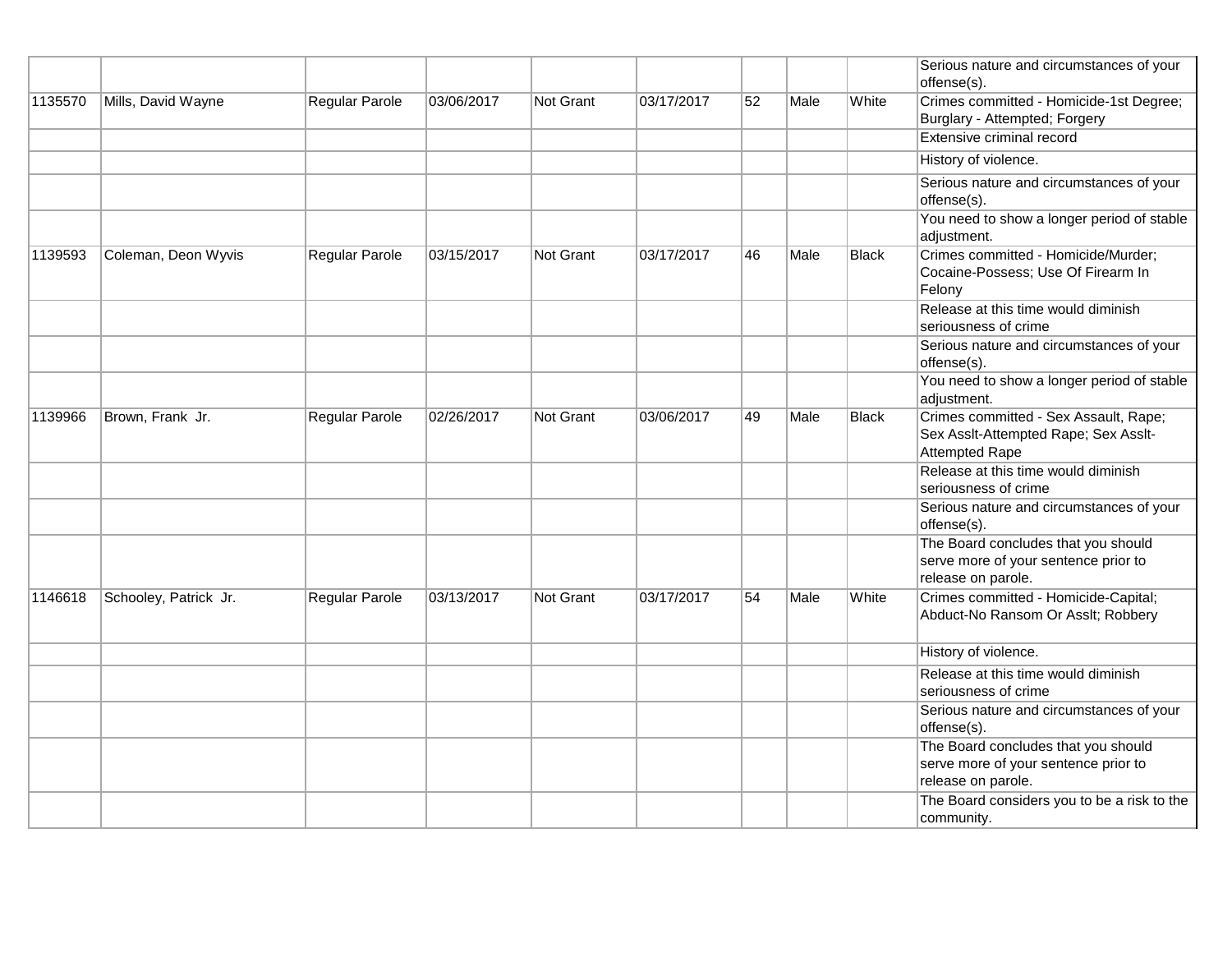|  |  |  |  |  |  |  |  |  |  |
|---|---|---|---|---|---|---|---|---|---|
|  |  |  |  |  |  |  |  |  | Serious nature and circumstances of your offense(s). |
| 1135570 | Mills, David Wayne | Regular Parole | 03/06/2017 | Not Grant | 03/17/2017 | 52 | Male | White | Crimes committed - Homicide-1st Degree; Burglary - Attempted; Forgery |
|  |  |  |  |  |  |  |  |  | Extensive criminal record |
|  |  |  |  |  |  |  |  |  | History of violence. |
|  |  |  |  |  |  |  |  |  | Serious nature and circumstances of your offense(s). |
|  |  |  |  |  |  |  |  |  | You need to show a longer period of stable adjustment. |
| 1139593 | Coleman, Deon Wyvis | Regular Parole | 03/15/2017 | Not Grant | 03/17/2017 | 46 | Male | Black | Crimes committed - Homicide/Murder; Cocaine-Possess; Use Of Firearm In Felony |
|  |  |  |  |  |  |  |  |  | Release at this time would diminish seriousness of crime |
|  |  |  |  |  |  |  |  |  | Serious nature and circumstances of your offense(s). |
|  |  |  |  |  |  |  |  |  | You need to show a longer period of stable adjustment. |
| 1139966 | Brown, Frank Jr. | Regular Parole | 02/26/2017 | Not Grant | 03/06/2017 | 49 | Male | Black | Crimes committed - Sex Assault, Rape; Sex Asslt-Attempted Rape; Sex Asslt-Attempted Rape |
|  |  |  |  |  |  |  |  |  | Release at this time would diminish seriousness of crime |
|  |  |  |  |  |  |  |  |  | Serious nature and circumstances of your offense(s). |
|  |  |  |  |  |  |  |  |  | The Board concludes that you should serve more of your sentence prior to release on parole. |
| 1146618 | Schooley, Patrick Jr. | Regular Parole | 03/13/2017 | Not Grant | 03/17/2017 | 54 | Male | White | Crimes committed - Homicide-Capital; Abduct-No Ransom Or Asslt; Robbery |
|  |  |  |  |  |  |  |  |  | History of violence. |
|  |  |  |  |  |  |  |  |  | Release at this time would diminish seriousness of crime |
|  |  |  |  |  |  |  |  |  | Serious nature and circumstances of your offense(s). |
|  |  |  |  |  |  |  |  |  | The Board concludes that you should serve more of your sentence prior to release on parole. |
|  |  |  |  |  |  |  |  |  | The Board considers you to be a risk to the community. |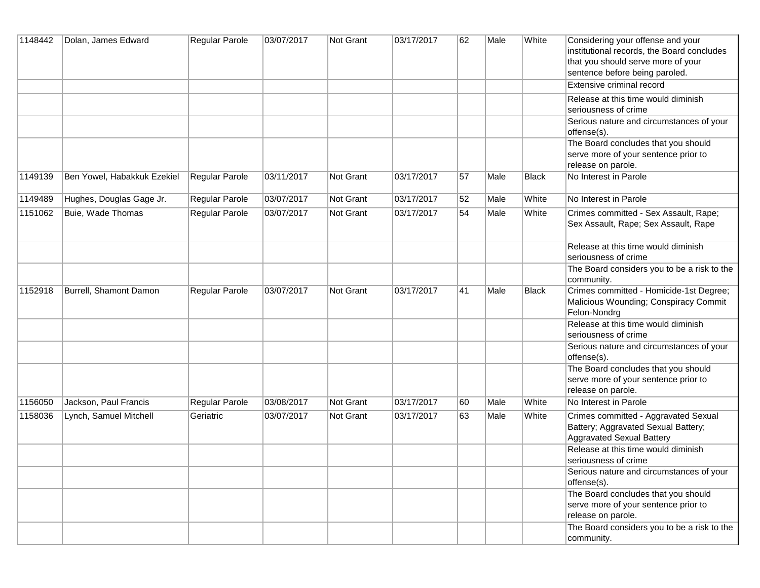| | | | | | | | | | |
|---|---|---|---|---|---|---|---|---|---|
| 1148442 | Dolan, James Edward | Regular Parole | 03/07/2017 | Not Grant | 03/17/2017 | 62 | Male | White | Considering your offense and your institutional records, the Board concludes that you should serve more of your sentence before being paroled. |
| | | | | | | | | | Extensive criminal record |
| | | | | | | | | | Release at this time would diminish seriousness of crime |
| | | | | | | | | | Serious nature and circumstances of your offense(s). |
| | | | | | | | | | The Board concludes that you should serve more of your sentence prior to release on parole. |
| 1149139 | Ben Yowel, Habakkuk Ezekiel | Regular Parole | 03/11/2017 | Not Grant | 03/17/2017 | 57 | Male | Black | No Interest in Parole |
| 1149489 | Hughes, Douglas Gage Jr. | Regular Parole | 03/07/2017 | Not Grant | 03/17/2017 | 52 | Male | White | No Interest in Parole |
| 1151062 | Buie, Wade Thomas | Regular Parole | 03/07/2017 | Not Grant | 03/17/2017 | 54 | Male | White | Crimes committed - Sex Assault, Rape; Sex Assault, Rape; Sex Assault, Rape |
| | | | | | | | | | Release at this time would diminish seriousness of crime |
| | | | | | | | | | The Board considers you to be a risk to the community. |
| 1152918 | Burrell, Shamont Damon | Regular Parole | 03/07/2017 | Not Grant | 03/17/2017 | 41 | Male | Black | Crimes committed - Homicide-1st Degree; Malicious Wounding; Conspiracy Commit Felon-Nondrg |
| | | | | | | | | | Release at this time would diminish seriousness of crime |
| | | | | | | | | | Serious nature and circumstances of your offense(s). |
| | | | | | | | | | The Board concludes that you should serve more of your sentence prior to release on parole. |
| 1156050 | Jackson, Paul Francis | Regular Parole | 03/08/2017 | Not Grant | 03/17/2017 | 60 | Male | White | No Interest in Parole |
| 1158036 | Lynch, Samuel Mitchell | Geriatric | 03/07/2017 | Not Grant | 03/17/2017 | 63 | Male | White | Crimes committed - Aggravated Sexual Battery; Aggravated Sexual Battery; Aggravated Sexual Battery |
| | | | | | | | | | Release at this time would diminish seriousness of crime |
| | | | | | | | | | Serious nature and circumstances of your offense(s). |
| | | | | | | | | | The Board concludes that you should serve more of your sentence prior to release on parole. |
| | | | | | | | | | The Board considers you to be a risk to the community. |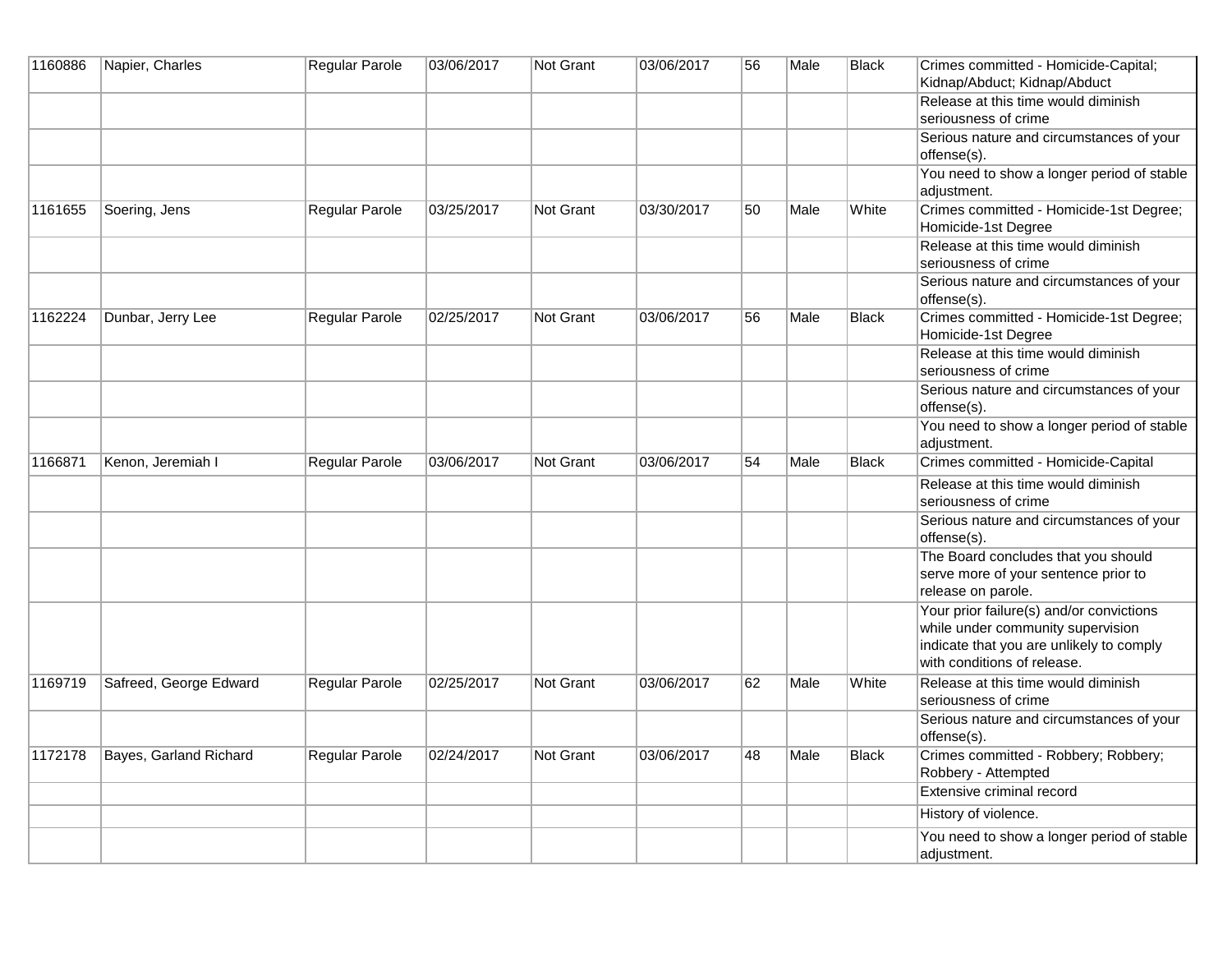| 1160886 | Napier, Charles | Regular Parole | 03/06/2017 | Not Grant | 03/06/2017 | 56 | Male | Black | Crimes committed - Homicide-Capital; Kidnap/Abduct; Kidnap/Abduct |
|---|---|---|---|---|---|---|---|---|---|
| | | | | | | | | | Release at this time would diminish seriousness of crime |
| | | | | | | | | | Serious nature and circumstances of your offense(s). |
| | | | | | | | | | You need to show a longer period of stable adjustment. |
| 1161655 | Soering, Jens | Regular Parole | 03/25/2017 | Not Grant | 03/30/2017 | 50 | Male | White | Crimes committed - Homicide-1st Degree; Homicide-1st Degree |
| | | | | | | | | | Release at this time would diminish seriousness of crime |
| | | | | | | | | | Serious nature and circumstances of your offense(s). |
| 1162224 | Dunbar, Jerry Lee | Regular Parole | 02/25/2017 | Not Grant | 03/06/2017 | 56 | Male | Black | Crimes committed - Homicide-1st Degree; Homicide-1st Degree |
| | | | | | | | | | Release at this time would diminish seriousness of crime |
| | | | | | | | | | Serious nature and circumstances of your offense(s). |
| | | | | | | | | | You need to show a longer period of stable adjustment. |
| 1166871 | Kenon, Jeremiah I | Regular Parole | 03/06/2017 | Not Grant | 03/06/2017 | 54 | Male | Black | Crimes committed - Homicide-Capital |
| | | | | | | | | | Release at this time would diminish seriousness of crime |
| | | | | | | | | | Serious nature and circumstances of your offense(s). |
| | | | | | | | | | The Board concludes that you should serve more of your sentence prior to release on parole. |
| | | | | | | | | | Your prior failure(s) and/or convictions while under community supervision indicate that you are unlikely to comply with conditions of release. |
| 1169719 | Safreed, George Edward | Regular Parole | 02/25/2017 | Not Grant | 03/06/2017 | 62 | Male | White | Release at this time would diminish seriousness of crime |
| | | | | | | | | | Serious nature and circumstances of your offense(s). |
| 1172178 | Bayes, Garland Richard | Regular Parole | 02/24/2017 | Not Grant | 03/06/2017 | 48 | Male | Black | Crimes committed - Robbery; Robbery; Robbery - Attempted |
| | | | | | | | | | Extensive criminal record |
| | | | | | | | | | History of violence. |
| | | | | | | | | | You need to show a longer period of stable adjustment. |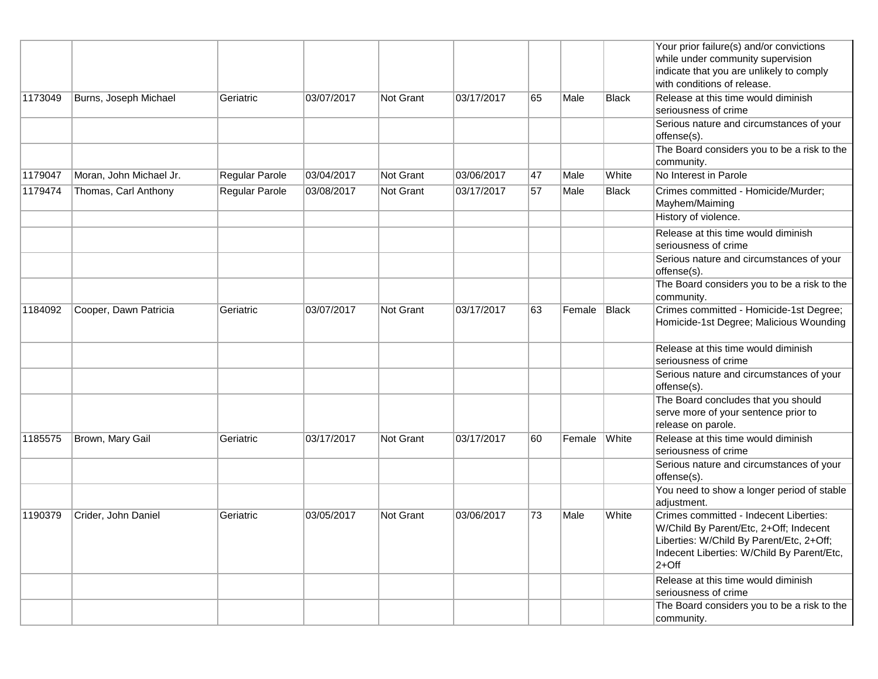| | | | | | | | | | |
|---|---|---|---|---|---|---|---|---|---|
| | | | | | | | | | Your prior failure(s) and/or convictions while under community supervision indicate that you are unlikely to comply with conditions of release. |
| 1173049 | Burns, Joseph Michael | Geriatric | 03/07/2017 | Not Grant | 03/17/2017 | 65 | Male | Black | Release at this time would diminish seriousness of crime |
| | | | | | | | | | Serious nature and circumstances of your offense(s). |
| | | | | | | | | | The Board considers you to be a risk to the community. |
| 1179047 | Moran, John Michael Jr. | Regular Parole | 03/04/2017 | Not Grant | 03/06/2017 | 47 | Male | White | No Interest in Parole |
| 1179474 | Thomas, Carl Anthony | Regular Parole | 03/08/2017 | Not Grant | 03/17/2017 | 57 | Male | Black | Crimes committed - Homicide/Murder; Mayhem/Maiming |
| | | | | | | | | | History of violence. |
| | | | | | | | | | Release at this time would diminish seriousness of crime |
| | | | | | | | | | Serious nature and circumstances of your offense(s). |
| | | | | | | | | | The Board considers you to be a risk to the community. |
| 1184092 | Cooper, Dawn Patricia | Geriatric | 03/07/2017 | Not Grant | 03/17/2017 | 63 | Female | Black | Crimes committed - Homicide-1st Degree; Homicide-1st Degree; Malicious Wounding |
| | | | | | | | | | Release at this time would diminish seriousness of crime |
| | | | | | | | | | Serious nature and circumstances of your offense(s). |
| | | | | | | | | | The Board concludes that you should serve more of your sentence prior to release on parole. |
| 1185575 | Brown, Mary Gail | Geriatric | 03/17/2017 | Not Grant | 03/17/2017 | 60 | Female | White | Release at this time would diminish seriousness of crime |
| | | | | | | | | | Serious nature and circumstances of your offense(s). |
| | | | | | | | | | You need to show a longer period of stable adjustment. |
| 1190379 | Crider, John Daniel | Geriatric | 03/05/2017 | Not Grant | 03/06/2017 | 73 | Male | White | Crimes committed - Indecent Liberties: W/Child By Parent/Etc, 2+Off; Indecent Liberties: W/Child By Parent/Etc, 2+Off; Indecent Liberties: W/Child By Parent/Etc, 2+Off |
| | | | | | | | | | Release at this time would diminish seriousness of crime |
| | | | | | | | | | The Board considers you to be a risk to the community. |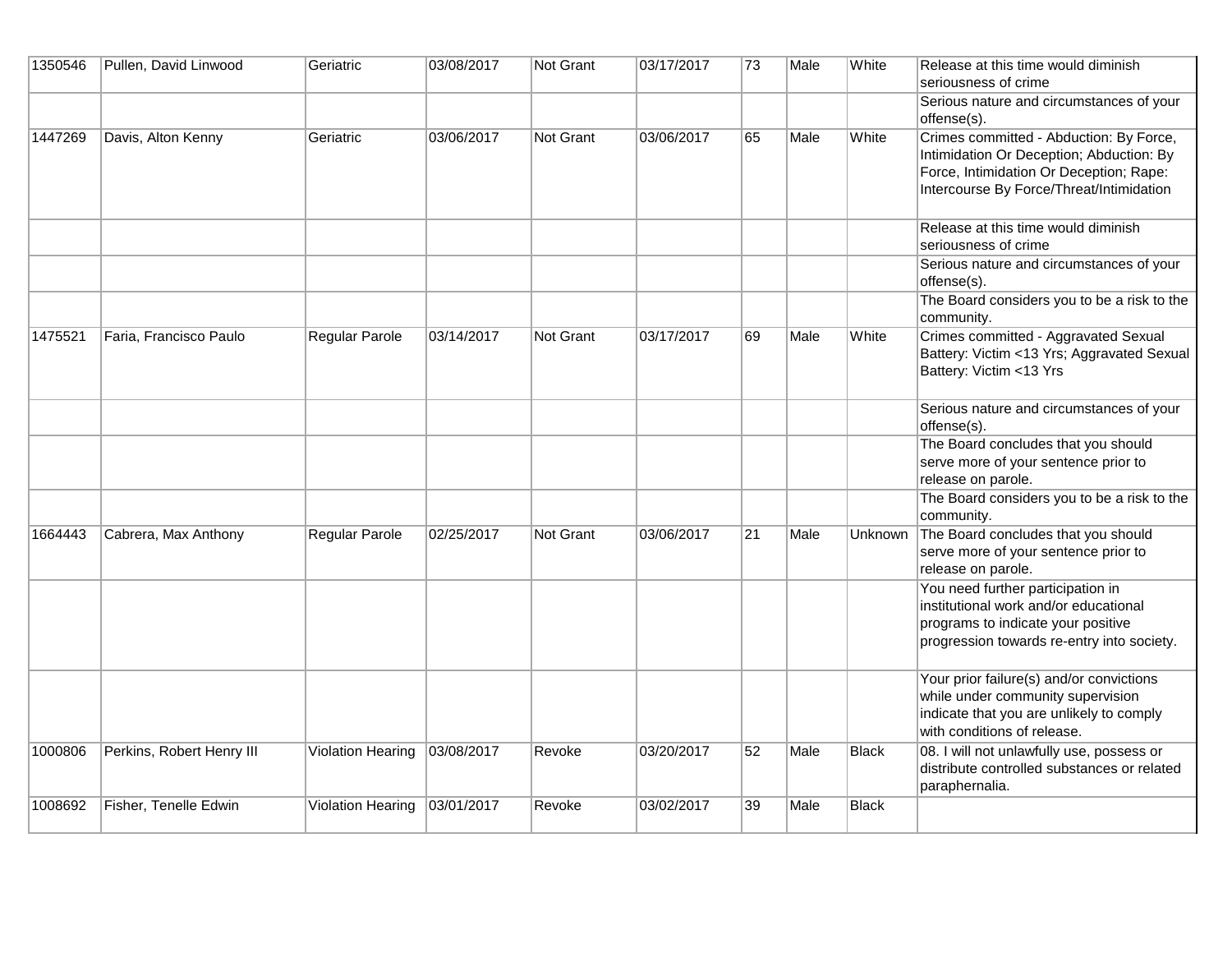| 1350546 | Pullen, David Linwood | Geriatric | 03/08/2017 | Not Grant | 03/17/2017 | 73 | Male | White | Release at this time would diminish seriousness of crime |
|---|---|---|---|---|---|---|---|---|---|
| | | | | | | | | | Serious nature and circumstances of your offense(s). |
| 1447269 | Davis, Alton Kenny | Geriatric | 03/06/2017 | Not Grant | 03/06/2017 | 65 | Male | White | Crimes committed - Abduction: By Force, Intimidation Or Deception; Abduction: By Force, Intimidation Or Deception; Rape: Intercourse By Force/Threat/Intimidation |
| | | | | | | | | | Release at this time would diminish seriousness of crime |
| | | | | | | | | | Serious nature and circumstances of your offense(s). |
| | | | | | | | | | The Board considers you to be a risk to the community. |
| 1475521 | Faria, Francisco Paulo | Regular Parole | 03/14/2017 | Not Grant | 03/17/2017 | 69 | Male | White | Crimes committed - Aggravated Sexual Battery: Victim <13 Yrs; Aggravated Sexual Battery: Victim <13 Yrs |
| | | | | | | | | | Serious nature and circumstances of your offense(s). |
| | | | | | | | | | The Board concludes that you should serve more of your sentence prior to release on parole. |
| | | | | | | | | | The Board considers you to be a risk to the community. |
| 1664443 | Cabrera, Max Anthony | Regular Parole | 02/25/2017 | Not Grant | 03/06/2017 | 21 | Male | Unknown | The Board concludes that you should serve more of your sentence prior to release on parole. |
| | | | | | | | | | You need further participation in institutional work and/or educational programs to indicate your positive progression towards re-entry into society. |
| | | | | | | | | | Your prior failure(s) and/or convictions while under community supervision indicate that you are unlikely to comply with conditions of release. |
| 1000806 | Perkins, Robert Henry III | Violation Hearing | 03/08/2017 | Revoke | 03/20/2017 | 52 | Male | Black | 08. I will not unlawfully use, possess or distribute controlled substances or related paraphernalia. |
| 1008692 | Fisher, Tenelle Edwin | Violation Hearing | 03/01/2017 | Revoke | 03/02/2017 | 39 | Male | Black | |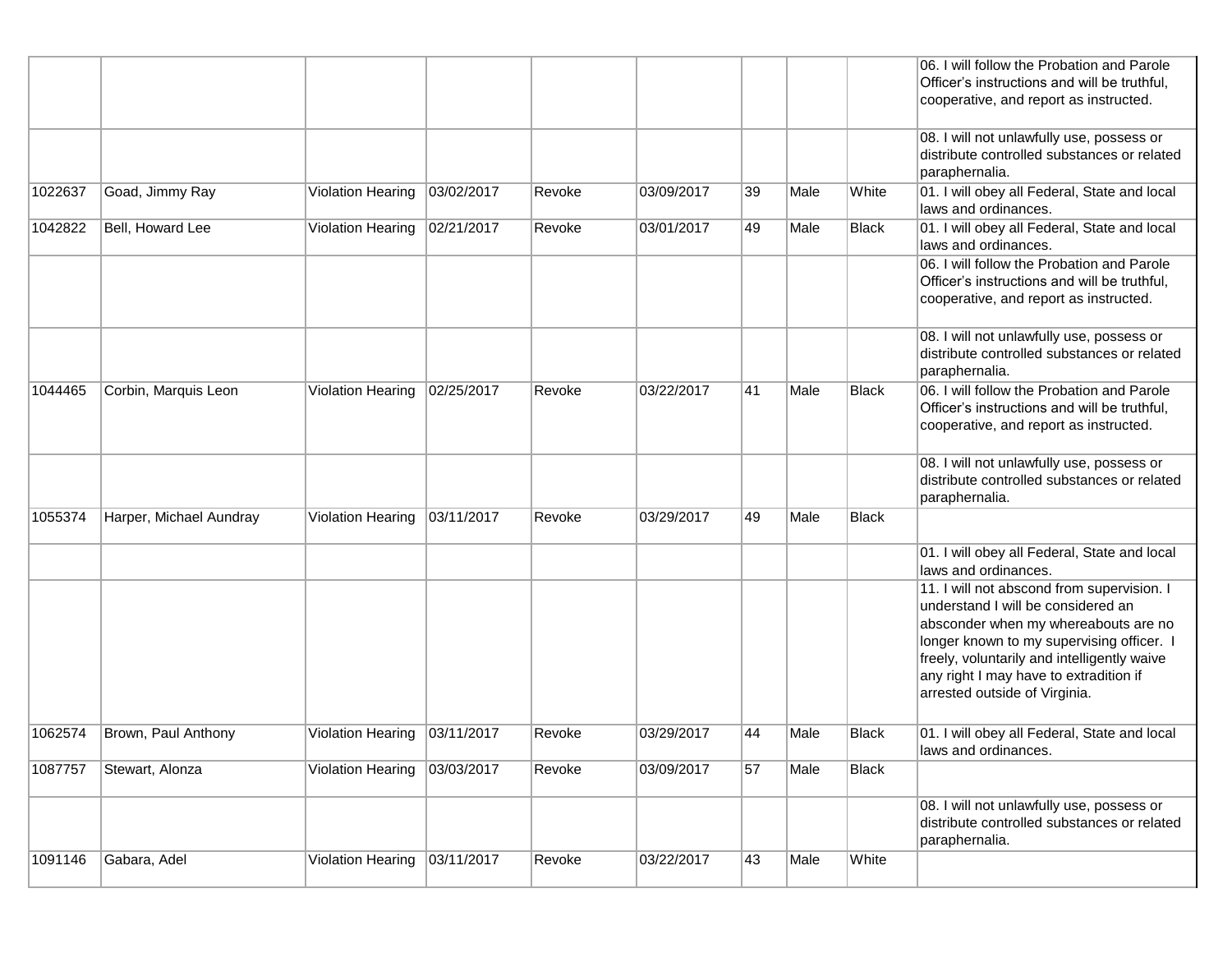| | | | | | | | | | |
|---|---|---|---|---|---|---|---|---|---|
| | | | | | | | | | 06. I will follow the Probation and Parole Officer's instructions and will be truthful, cooperative, and report as instructed. |
| | | | | | | | | | 08. I will not unlawfully use, possess or distribute controlled substances or related paraphernalia. |
| 1022637 | Goad, Jimmy Ray | Violation Hearing | 03/02/2017 | Revoke | 03/09/2017 | 39 | Male | White | 01. I will obey all Federal, State and local laws and ordinances. |
| 1042822 | Bell, Howard Lee | Violation Hearing | 02/21/2017 | Revoke | 03/01/2017 | 49 | Male | Black | 01. I will obey all Federal, State and local laws and ordinances. |
| | | | | | | | | | 06. I will follow the Probation and Parole Officer's instructions and will be truthful, cooperative, and report as instructed. |
| | | | | | | | | | 08. I will not unlawfully use, possess or distribute controlled substances or related paraphernalia. |
| 1044465 | Corbin, Marquis Leon | Violation Hearing | 02/25/2017 | Revoke | 03/22/2017 | 41 | Male | Black | 06. I will follow the Probation and Parole Officer's instructions and will be truthful, cooperative, and report as instructed. |
| | | | | | | | | | 08. I will not unlawfully use, possess or distribute controlled substances or related paraphernalia. |
| 1055374 | Harper, Michael Aundray | Violation Hearing | 03/11/2017 | Revoke | 03/29/2017 | 49 | Male | Black | |
| | | | | | | | | | 01. I will obey all Federal, State and local laws and ordinances. |
| | | | | | | | | | 11. I will not abscond from supervision. I understand I will be considered an absconder when my whereabouts are no longer known to my supervising officer. I freely, voluntarily and intelligently waive any right I may have to extradition if arrested outside of Virginia. |
| 1062574 | Brown, Paul Anthony | Violation Hearing | 03/11/2017 | Revoke | 03/29/2017 | 44 | Male | Black | 01. I will obey all Federal, State and local laws and ordinances. |
| 1087757 | Stewart, Alonza | Violation Hearing | 03/03/2017 | Revoke | 03/09/2017 | 57 | Male | Black | |
| | | | | | | | | | 08. I will not unlawfully use, possess or distribute controlled substances or related paraphernalia. |
| 1091146 | Gabara, Adel | Violation Hearing | 03/11/2017 | Revoke | 03/22/2017 | 43 | Male | White | |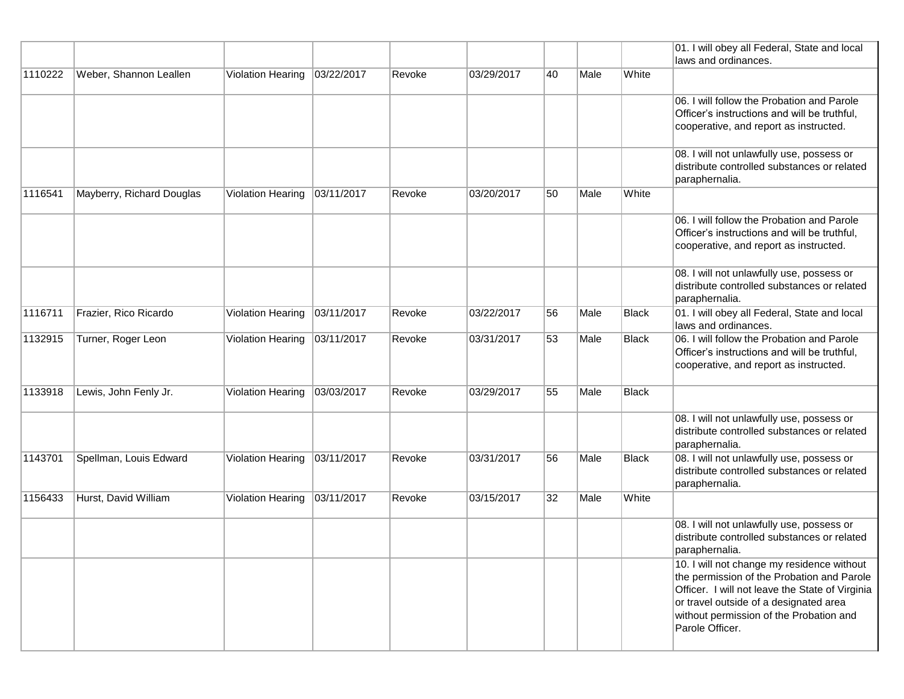| | | | | | | | | | |
|---|---|---|---|---|---|---|---|---|---|
| | | | | | | | | | 01. I will obey all Federal, State and local laws and ordinances. |
| 1110222 | Weber, Shannon Leallen | Violation Hearing | 03/22/2017 | Revoke | 03/29/2017 | 40 | Male | White | |
| | | | | | | | | | 06. I will follow the Probation and Parole Officer's instructions and will be truthful, cooperative, and report as instructed. |
| | | | | | | | | | 08. I will not unlawfully use, possess or distribute controlled substances or related paraphernalia. |
| 1116541 | Mayberry, Richard Douglas | Violation Hearing | 03/11/2017 | Revoke | 03/20/2017 | 50 | Male | White | |
| | | | | | | | | | 06. I will follow the Probation and Parole Officer's instructions and will be truthful, cooperative, and report as instructed. |
| | | | | | | | | | 08. I will not unlawfully use, possess or distribute controlled substances or related paraphernalia. |
| 1116711 | Frazier, Rico Ricardo | Violation Hearing | 03/11/2017 | Revoke | 03/22/2017 | 56 | Male | Black | 01. I will obey all Federal, State and local laws and ordinances. |
| 1132915 | Turner, Roger Leon | Violation Hearing | 03/11/2017 | Revoke | 03/31/2017 | 53 | Male | Black | 06. I will follow the Probation and Parole Officer's instructions and will be truthful, cooperative, and report as instructed. |
| 1133918 | Lewis, John Fenly Jr. | Violation Hearing | 03/03/2017 | Revoke | 03/29/2017 | 55 | Male | Black | |
| | | | | | | | | | 08. I will not unlawfully use, possess or distribute controlled substances or related paraphernalia. |
| 1143701 | Spellman, Louis Edward | Violation Hearing | 03/11/2017 | Revoke | 03/31/2017 | 56 | Male | Black | 08. I will not unlawfully use, possess or distribute controlled substances or related paraphernalia. |
| 1156433 | Hurst, David William | Violation Hearing | 03/11/2017 | Revoke | 03/15/2017 | 32 | Male | White | |
| | | | | | | | | | 08. I will not unlawfully use, possess or distribute controlled substances or related paraphernalia. |
| | | | | | | | | | 10. I will not change my residence without the permission of the Probation and Parole Officer. I will not leave the State of Virginia or travel outside of a designated area without permission of the Probation and Parole Officer. |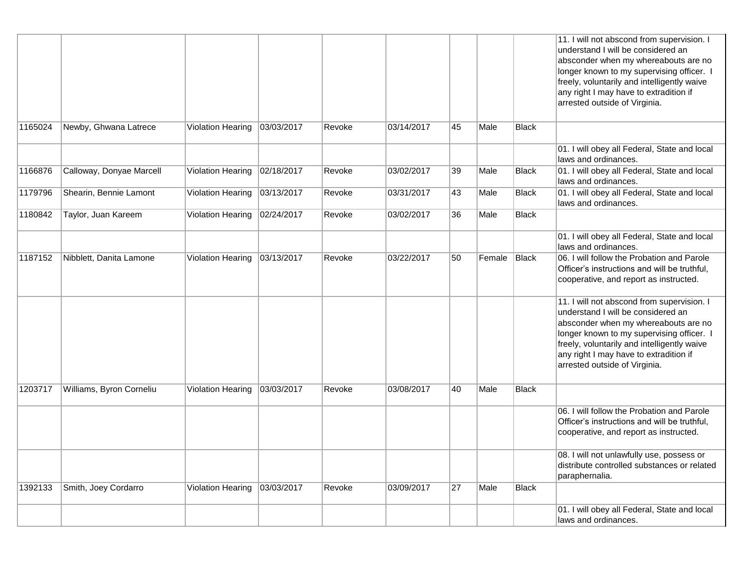| | | | | | | | | | |
|---|---|---|---|---|---|---|---|---|---|
| | | | | | | | | | 11. I will not abscond from supervision. I understand I will be considered an absconder when my whereabouts are no longer known to my supervising officer. I freely, voluntarily and intelligently waive any right I may have to extradition if arrested outside of Virginia. |
| 1165024 | Newby, Ghwana Latrece | Violation Hearing | 03/03/2017 | Revoke | 03/14/2017 | 45 | Male | Black | |
| | | | | | | | | | 01. I will obey all Federal, State and local laws and ordinances. |
| 1166876 | Calloway, Donyae Marcell | Violation Hearing | 02/18/2017 | Revoke | 03/02/2017 | 39 | Male | Black | 01. I will obey all Federal, State and local laws and ordinances. |
| 1179796 | Shearin, Bennie Lamont | Violation Hearing | 03/13/2017 | Revoke | 03/31/2017 | 43 | Male | Black | 01. I will obey all Federal, State and local laws and ordinances. |
| 1180842 | Taylor, Juan Kareem | Violation Hearing | 02/24/2017 | Revoke | 03/02/2017 | 36 | Male | Black | |
| | | | | | | | | | 01. I will obey all Federal, State and local laws and ordinances. |
| 1187152 | Nibblett, Danita Lamone | Violation Hearing | 03/13/2017 | Revoke | 03/22/2017 | 50 | Female | Black | 06. I will follow the Probation and Parole Officer's instructions and will be truthful, cooperative, and report as instructed. |
| | | | | | | | | | 11. I will not abscond from supervision. I understand I will be considered an absconder when my whereabouts are no longer known to my supervising officer. I freely, voluntarily and intelligently waive any right I may have to extradition if arrested outside of Virginia. |
| 1203717 | Williams, Byron Corneliu | Violation Hearing | 03/03/2017 | Revoke | 03/08/2017 | 40 | Male | Black | |
| | | | | | | | | | 06. I will follow the Probation and Parole Officer's instructions and will be truthful, cooperative, and report as instructed. |
| | | | | | | | | | 08. I will not unlawfully use, possess or distribute controlled substances or related paraphernalia. |
| 1392133 | Smith, Joey Cordarro | Violation Hearing | 03/03/2017 | Revoke | 03/09/2017 | 27 | Male | Black | |
| | | | | | | | | | 01. I will obey all Federal, State and local laws and ordinances. |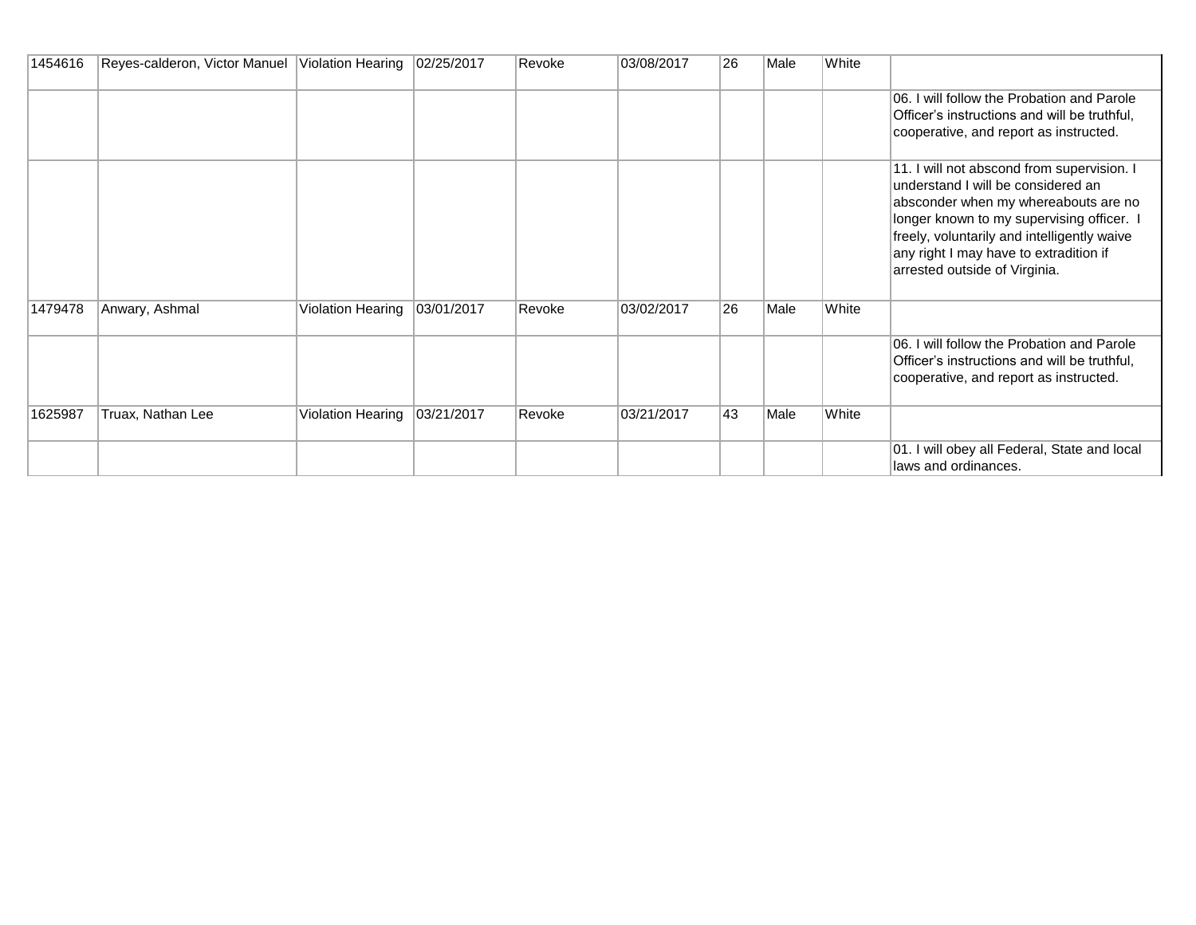| | | | | | | | | | |
|---|---|---|---|---|---|---|---|---|---|
| 1454616 | Reyes-calderon, Victor Manuel | Violation Hearing | 02/25/2017 | Revoke | 03/08/2017 | 26 | Male | White | |
| | | | | | | | | | 06. I will follow the Probation and Parole Officer's instructions and will be truthful, cooperative, and report as instructed. |
| | | | | | | | | | 11. I will not abscond from supervision. I understand I will be considered an absconder when my whereabouts are no longer known to my supervising officer. I freely, voluntarily and intelligently waive any right I may have to extradition if arrested outside of Virginia. |
| 1479478 | Anwary, Ashmal | Violation Hearing | 03/01/2017 | Revoke | 03/02/2017 | 26 | Male | White | |
| | | | | | | | | | 06. I will follow the Probation and Parole Officer's instructions and will be truthful, cooperative, and report as instructed. |
| 1625987 | Truax, Nathan Lee | Violation Hearing | 03/21/2017 | Revoke | 03/21/2017 | 43 | Male | White | |
| | | | | | | | | | 01. I will obey all Federal, State and local laws and ordinances. |